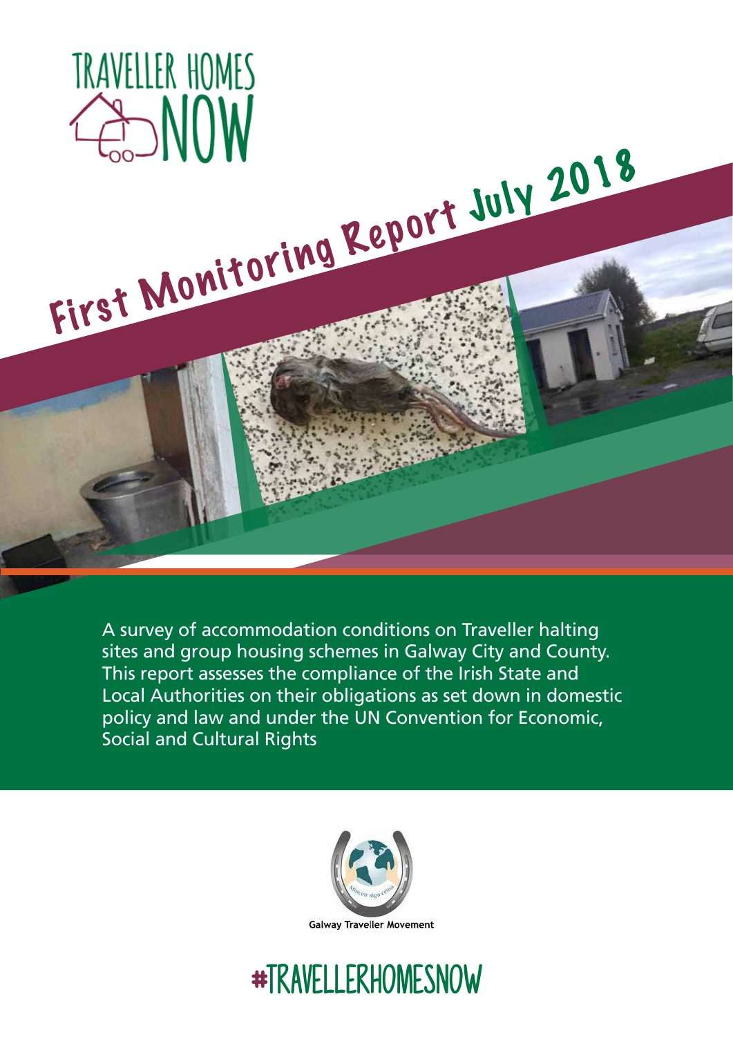# TRAVELLER HOMES NOW

## First Monitoring Report July 2018

A survey of accommodation conditions on Traveller halting sites and group housing schemes in Galway City and County. This report assesses the compliance of the Irish State and Local Authorities on their obligations as set down in domestic policy and law and under the UN Convention for Economic, Social and Cultural Rights

Galway Traveller Movement

#TRAVELLERHOMESNOW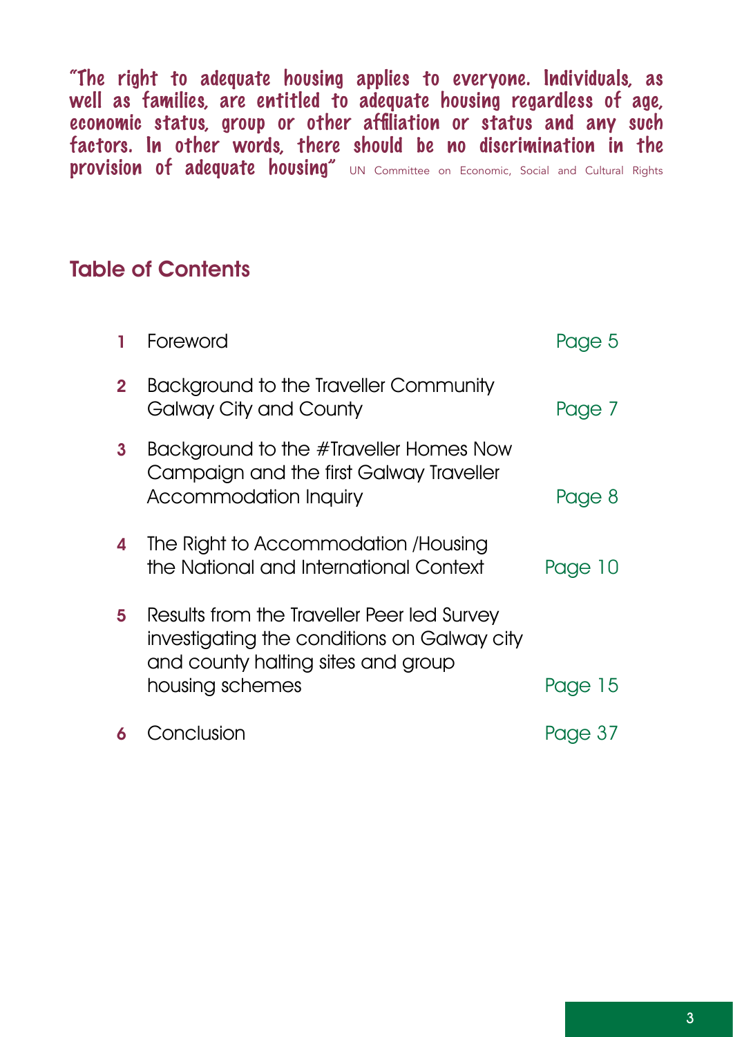"The right to adequate housing applies to everyone. Individuals, as well as families, are entitled to adequate housing regardless of age, economic status, group or other affiliation or status and any such factors. In other words, there should be no discrimination in the provision of adequate housing" UN Committee on Economic, Social and Cultural Rights

## Table of Contents

| | | |
|---|---|---|
| 1 | Foreword | Page 5 |
| 2 | Background to the Traveller Community Galway City and County | Page 7 |
| 3 | Background to the #Traveller Homes Now Campaign and the first Galway Traveller Accommodation Inquiry | Page 8 |
| 4 | The Right to Accommodation /Housing the National and International Context | Page 10 |
| 5 | Results from the Traveller Peer led Survey investigating the conditions on Galway city and county halting sites and group housing schemes | Page 15 |
| 6 | Conclusion | Page 37 |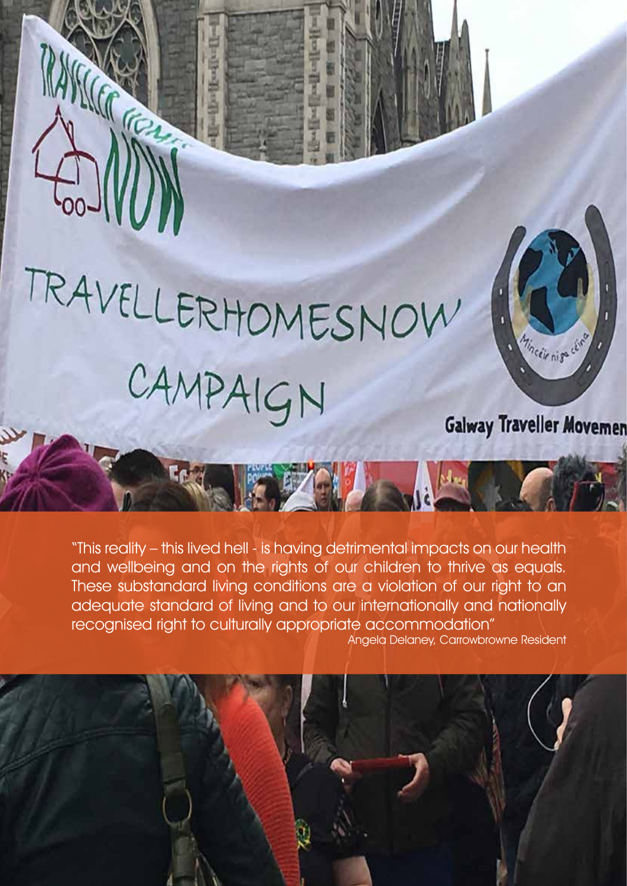"This reality – this lived hell - is having detrimental impacts on our health and wellbeing and on the rights of our children to thrive as equals. These substandard living conditions are a violation of our right to an adequate standard of living and to our internationally and nationally recognised right to culturally appropriate accommodation"

Angela Delaney, Carrowbrowne Resident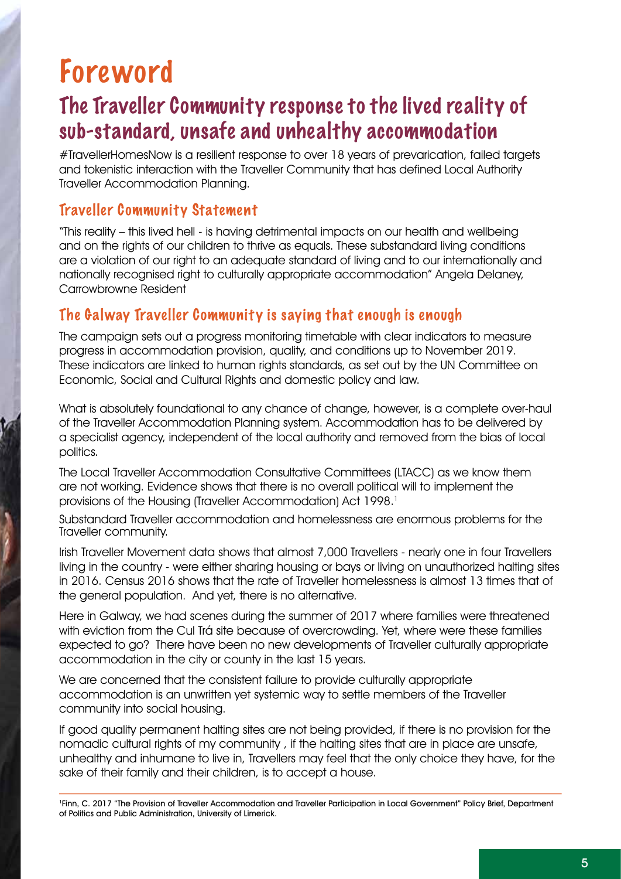# Foreword

## The Traveller Community response to the lived reality of sub-standard, unsafe and unhealthy accommodation

#TravellerHomesNow is a resilient response to over 18 years of prevarication, failed targets and tokenistic interaction with the Traveller Community that has defined Local Authority Traveller Accommodation Planning.

### Traveller Community Statement

"This reality – this lived hell - is having detrimental impacts on our health and wellbeing and on the rights of our children to thrive as equals. These substandard living conditions are a violation of our right to an adequate standard of living and to our internationally and nationally recognised right to culturally appropriate accommodation" Angela Delaney, Carrowbrowne Resident

### The Galway Traveller Community is saying that enough is enough

The campaign sets out a progress monitoring timetable with clear indicators to measure progress in accommodation provision, quality, and conditions up to November 2019. These indicators are linked to human rights standards, as set out by the UN Committee on Economic, Social and Cultural Rights and domestic policy and law.

What is absolutely foundational to any chance of change, however, is a complete over-haul of the Traveller Accommodation Planning system. Accommodation has to be delivered by a specialist agency, independent of the local authority and removed from the bias of local politics.

The Local Traveller Accommodation Consultative Committees (LTACC) as we know them are not working. Evidence shows that there is no overall political will to implement the provisions of the Housing (Traveller Accommodation) Act 1998.[1]

Substandard Traveller accommodation and homelessness are enormous problems for the Traveller community.

Irish Traveller Movement data shows that almost 7,000 Travellers - nearly one in four Travellers living in the country - were either sharing housing or bays or living on unauthorized halting sites in 2016. Census 2016 shows that the rate of Traveller homelessness is almost 13 times that of the general population. And yet, there is no alternative.

Here in Galway, we had scenes during the summer of 2017 where families were threatened with eviction from the Cul Trá site because of overcrowding. Yet, where were these families expected to go? There have been no new developments of Traveller culturally appropriate accommodation in the city or county in the last 15 years.

We are concerned that the consistent failure to provide culturally appropriate accommodation is an unwritten yet systemic way to settle members of the Traveller community into social housing.

If good quality permanent halting sites are not being provided, if there is no provision for the nomadic cultural rights of my community , if the halting sites that are in place are unsafe, unhealthy and inhumane to live in, Travellers may feel that the only choice they have, for the sake of their family and their children, is to accept a house.

---

[1] Finn, C. 2017 "The Provision of Traveller Accommodation and Traveller Participation in Local Government" Policy Brief, Department of Politics and Public Administration, University of Limerick.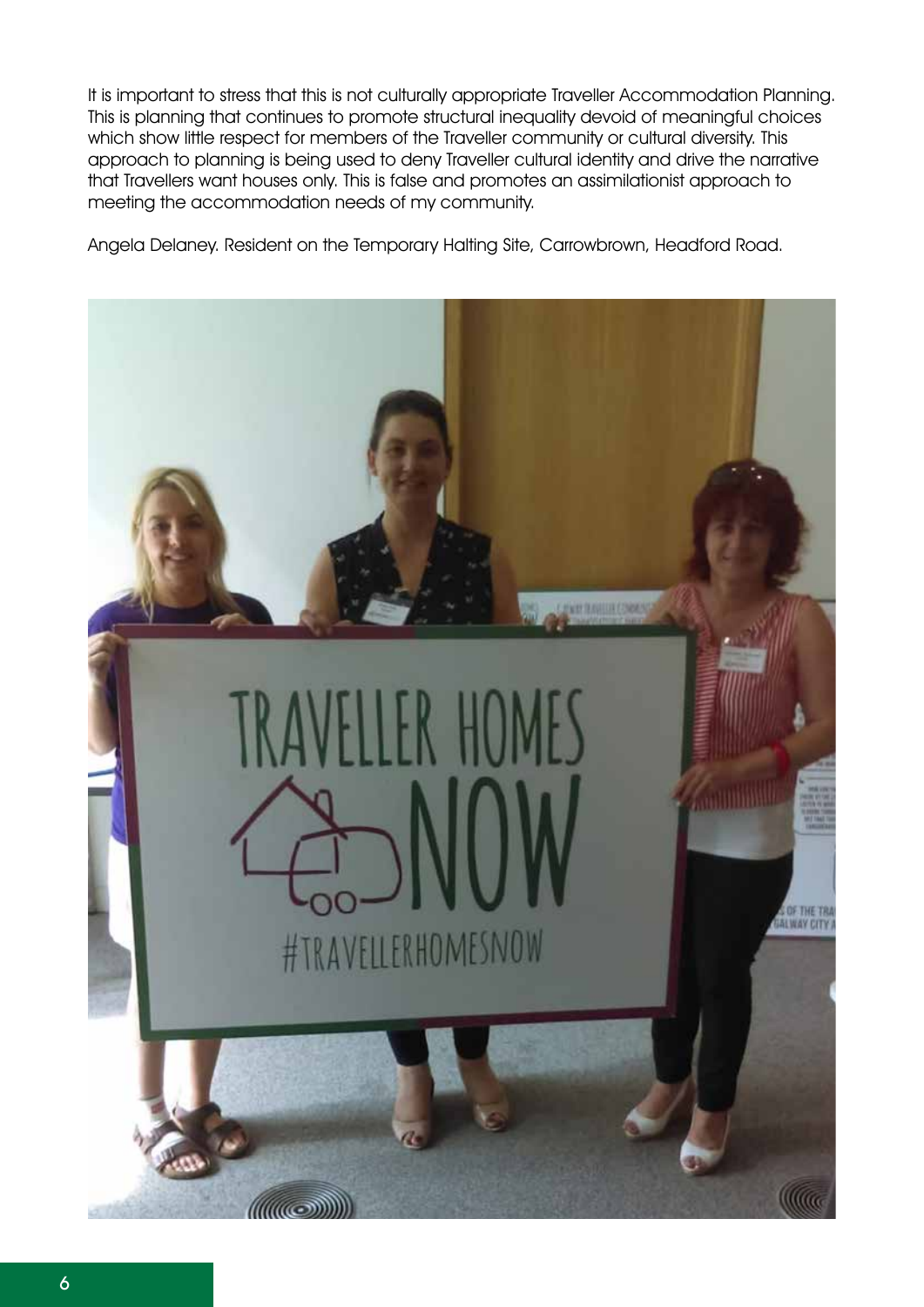It is important to stress that this is not culturally appropriate Traveller Accommodation Planning. This is planning that continues to promote structural inequality devoid of meaningful choices which show little respect for members of the Traveller community or cultural diversity. This approach to planning is being used to deny Traveller cultural identity and drive the narrative that Travellers want houses only. This is false and promotes an assimilationist approach to meeting the accommodation needs of my community.

Angela Delaney. Resident on the Temporary Halting Site, Carrowbrown, Headford Road.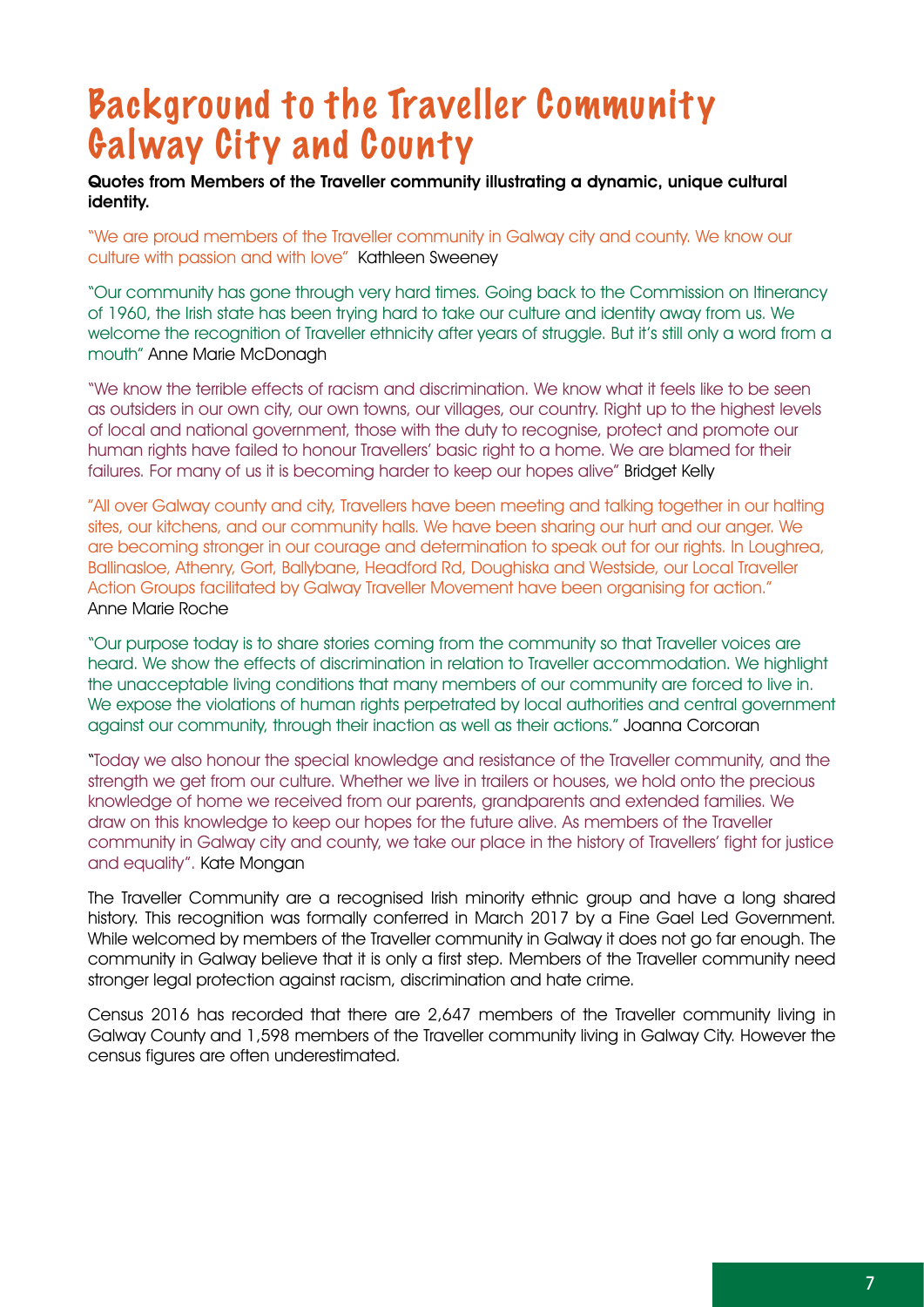# Background to the Traveller Community Galway City and County

**Quotes from Members of the Traveller community illustrating a dynamic, unique cultural identity.**

"We are proud members of the Traveller community in Galway city and county. We know our culture with passion and with love" Kathleen Sweeney

"Our community has gone through very hard times. Going back to the Commission on Itinerancy of 1960, the Irish state has been trying hard to take our culture and identity away from us. We welcome the recognition of Traveller ethnicity after years of struggle. But it's still only a word from a mouth" Anne Marie McDonagh

"We know the terrible effects of racism and discrimination. We know what it feels like to be seen as outsiders in our own city, our own towns, our villages, our country. Right up to the highest levels of local and national government, those with the duty to recognise, protect and promote our human rights have failed to honour Travellers' basic right to a home. We are blamed for their failures. For many of us it is becoming harder to keep our hopes alive" Bridget Kelly

"All over Galway county and city, Travellers have been meeting and talking together in our halting sites, our kitchens, and our community halls. We have been sharing our hurt and our anger. We are becoming stronger in our courage and determination to speak out for our rights. In Loughrea, Ballinasloe, Athenry, Gort, Ballybane, Headford Rd, Doughiska and Westside, our Local Traveller Action Groups facilitated by Galway Traveller Movement have been organising for action." Anne Marie Roche

"Our purpose today is to share stories coming from the community so that Traveller voices are heard. We show the effects of discrimination in relation to Traveller accommodation. We highlight the unacceptable living conditions that many members of our community are forced to live in. We expose the violations of human rights perpetrated by local authorities and central government against our community, through their inaction as well as their actions." Joanna Corcoran

"Today we also honour the special knowledge and resistance of the Traveller community, and the strength we get from our culture. Whether we live in trailers or houses, we hold onto the precious knowledge of home we received from our parents, grandparents and extended families. We draw on this knowledge to keep our hopes for the future alive. As members of the Traveller community in Galway city and county, we take our place in the history of Travellers' fight for justice and equality". Kate Mongan

The Traveller Community are a recognised Irish minority ethnic group and have a long shared history. This recognition was formally conferred in March 2017 by a Fine Gael Led Government. While welcomed by members of the Traveller community in Galway it does not go far enough. The community in Galway believe that it is only a first step. Members of the Traveller community need stronger legal protection against racism, discrimination and hate crime.

Census 2016 has recorded that there are 2,647 members of the Traveller community living in Galway County and 1,598 members of the Traveller community living in Galway City. However the census figures are often underestimated.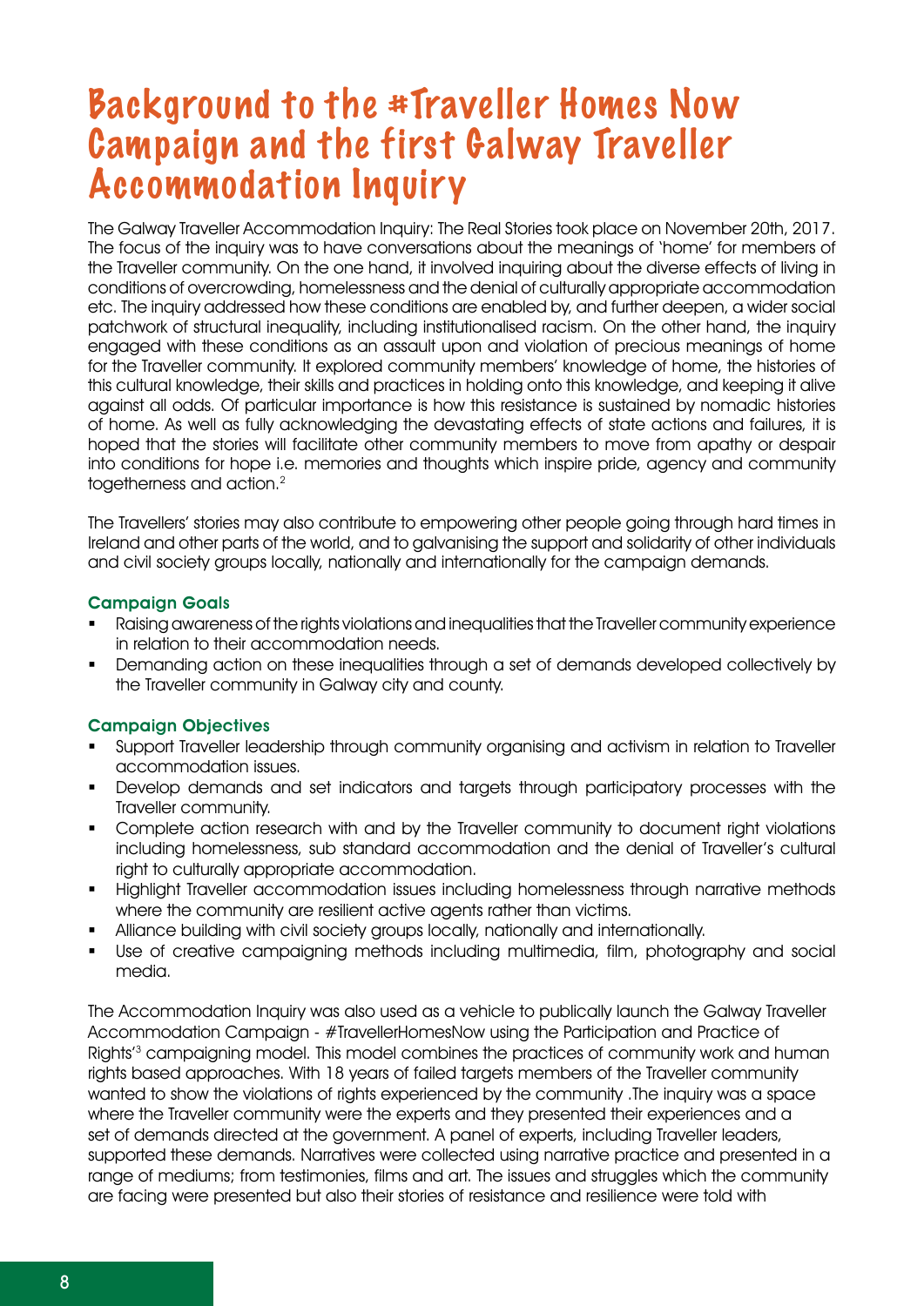# Background to the #Traveller Homes Now Campaign and the first Galway Traveller Accommodation Inquiry

The Galway Traveller Accommodation Inquiry: The Real Stories took place on November 20th, 2017. The focus of the inquiry was to have conversations about the meanings of 'home' for members of the Traveller community. On the one hand, it involved inquiring about the diverse effects of living in conditions of overcrowding, homelessness and the denial of culturally appropriate accommodation etc. The inquiry addressed how these conditions are enabled by, and further deepen, a wider social patchwork of structural inequality, including institutionalised racism. On the other hand, the inquiry engaged with these conditions as an assault upon and violation of precious meanings of home for the Traveller community. It explored community members' knowledge of home, the histories of this cultural knowledge, their skills and practices in holding onto this knowledge, and keeping it alive against all odds. Of particular importance is how this resistance is sustained by nomadic histories of home. As well as fully acknowledging the devastating effects of state actions and failures, it is hoped that the stories will facilitate other community members to move from apathy or despair into conditions for hope i.e. memories and thoughts which inspire pride, agency and community togetherness and action.[2]

The Travellers' stories may also contribute to empowering other people going through hard times in Ireland and other parts of the world, and to galvanising the support and solidarity of other individuals and civil society groups locally, nationally and internationally for the campaign demands.

### Campaign Goals

- Raising awareness of the rights violations and inequalities that the Traveller community experience in relation to their accommodation needs.
- Demanding action on these inequalities through a set of demands developed collectively by the Traveller community in Galway city and county.

### Campaign Objectives

- Support Traveller leadership through community organising and activism in relation to Traveller accommodation issues.
- Develop demands and set indicators and targets through participatory processes with the Traveller community.
- Complete action research with and by the Traveller community to document right violations including homelessness, sub standard accommodation and the denial of Traveller's cultural right to culturally appropriate accommodation.
- Highlight Traveller accommodation issues including homelessness through narrative methods where the community are resilient active agents rather than victims.
- Alliance building with civil society groups locally, nationally and internationally.
- Use of creative campaigning methods including multimedia, film, photography and social media.

The Accommodation Inquiry was also used as a vehicle to publically launch the Galway Traveller Accommodation Campaign - #TravellerHomesNow using the Participation and Practice of Rights'[3] campaigning model. This model combines the practices of community work and human rights based approaches. With 18 years of failed targets members of the Traveller community wanted to show the violations of rights experienced by the community .The inquiry was a space where the Traveller community were the experts and they presented their experiences and a set of demands directed at the government. A panel of experts, including Traveller leaders, supported these demands. Narratives were collected using narrative practice and presented in a range of mediums; from testimonies, films and art. The issues and struggles which the community are facing were presented but also their stories of resistance and resilience were told with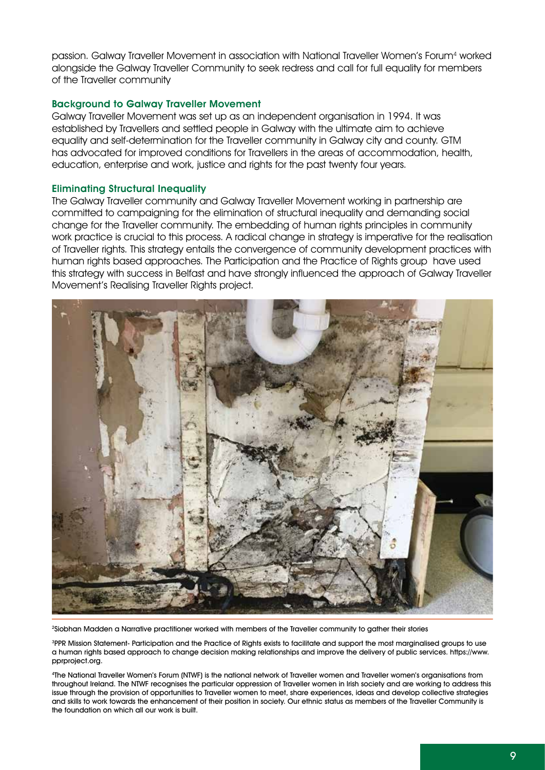passion. Galway Traveller Movement in association with National Traveller Women's Forum[4] worked alongside the Galway Traveller Community to seek redress and call for full equality for members of the Traveller community

### Background to Galway Traveller Movement

Galway Traveller Movement was set up as an independent organisation in 1994. It was established by Travellers and settled people in Galway with the ultimate aim to achieve equality and self-determination for the Traveller community in Galway city and county. GTM has advocated for improved conditions for Travellers in the areas of accommodation, health, education, enterprise and work, justice and rights for the past twenty four years.

### Eliminating Structural Inequality

The Galway Traveller community and Galway Traveller Movement working in partnership are committed to campaigning for the elimination of structural inequality and demanding social change for the Traveller community. The embedding of human rights principles in community work practice is crucial to this process. A radical change in strategy is imperative for the realisation of Traveller rights. This strategy entails the convergence of community development practices with human rights based approaches. The Participation and the Practice of Rights group have used this strategy with success in Belfast and have strongly influenced the approach of Galway Traveller Movement's Realising Traveller Rights project.

[2] Siobhan Madden a Narrative practitioner worked with members of the Traveller community to gather their stories

[3] PPR Mission Statement- Participation and the Practice of Rights exists to facilitate and support the most marginalised groups to use a human rights based approach to change decision making relationships and improve the delivery of public services. https://www.pprproject.org.

[4] The National Traveller Women's Forum (NTWF) is the national network of Traveller women and Traveller women's organisations from throughout Ireland. The NTWF recognises the particular oppression of Traveller women in Irish society and are working to address this issue through the provision of opportunities to Traveller women to meet, share experiences, ideas and develop collective strategies and skills to work towards the enhancement of their position in society. Our ethnic status as members of the Traveller Community is the foundation on which all our work is built.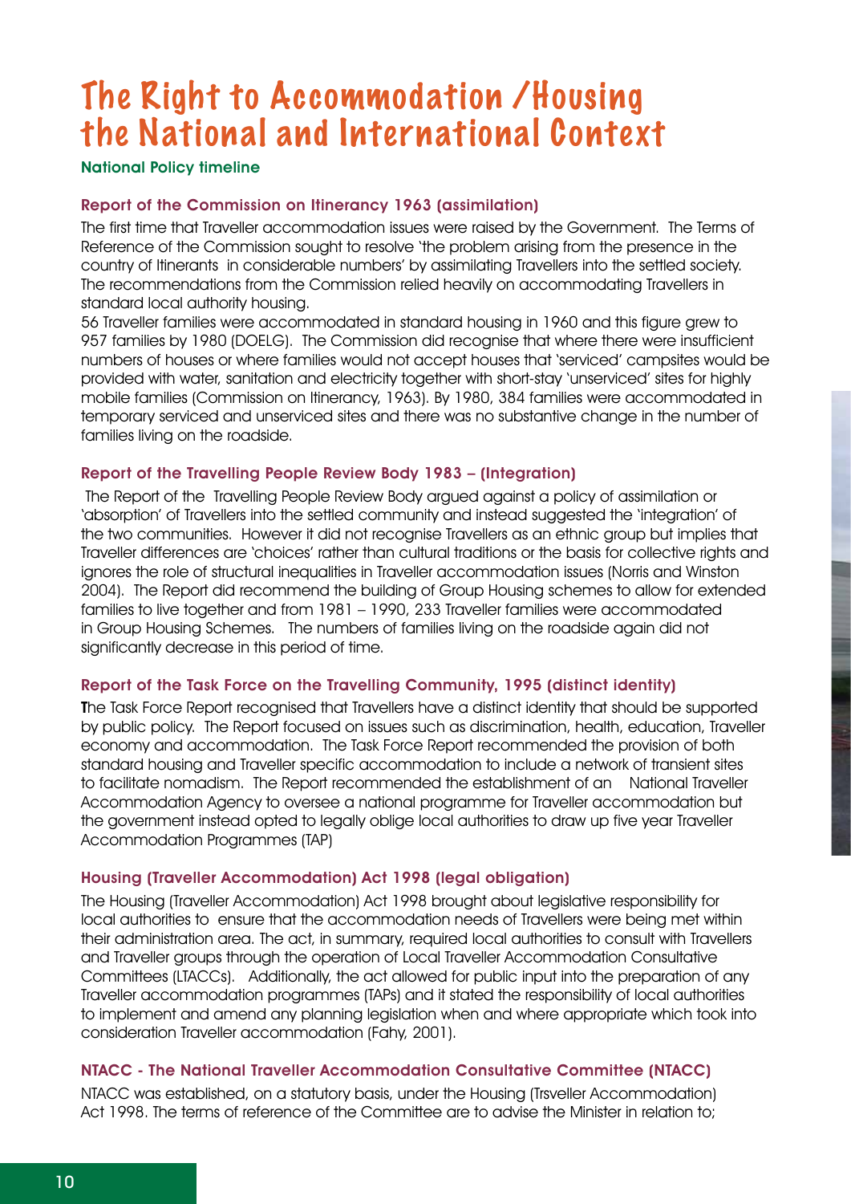# The Right to Accommodation /Housing the National and International Context

**National Policy timeline**

### Report of the Commission on Itinerancy 1963 (assimilation)

The first time that Traveller accommodation issues were raised by the Government. The Terms of Reference of the Commission sought to resolve 'the problem arising from the presence in the country of Itinerants in considerable numbers' by assimilating Travellers into the settled society. The recommendations from the Commission relied heavily on accommodating Travellers in standard local authority housing.

56 Traveller families were accommodated in standard housing in 1960 and this figure grew to 957 families by 1980 (DOELG). The Commission did recognise that where there were insufficient numbers of houses or where families would not accept houses that 'serviced' campsites would be provided with water, sanitation and electricity together with short-stay 'unserviced' sites for highly mobile families (Commission on Itinerancy, 1963). By 1980, 384 families were accommodated in temporary serviced and unserviced sites and there was no substantive change in the number of families living on the roadside.

### Report of the Travelling People Review Body 1983 – (Integration)

The Report of the Travelling People Review Body argued against a policy of assimilation or 'absorption' of Travellers into the settled community and instead suggested the 'integration' of the two communities. However it did not recognise Travellers as an ethnic group but implies that Traveller differences are 'choices' rather than cultural traditions or the basis for collective rights and ignores the role of structural inequalities in Traveller accommodation issues (Norris and Winston 2004). The Report did recommend the building of Group Housing schemes to allow for extended families to live together and from 1981 – 1990, 233 Traveller families were accommodated in Group Housing Schemes. The numbers of families living on the roadside again did not significantly decrease in this period of time.

### Report of the Task Force on the Travelling Community, 1995 (distinct identity)

**T**he Task Force Report recognised that Travellers have a distinct identity that should be supported by public policy. The Report focused on issues such as discrimination, health, education, Traveller economy and accommodation. The Task Force Report recommended the provision of both standard housing and Traveller specific accommodation to include a network of transient sites to facilitate nomadism. The Report recommended the establishment of an National Traveller Accommodation Agency to oversee a national programme for Traveller accommodation but the government instead opted to legally oblige local authorities to draw up five year Traveller Accommodation Programmes (TAP)

### Housing (Traveller Accommodation) Act 1998 (legal obligation)

The Housing (Traveller Accommodation) Act 1998 brought about legislative responsibility for local authorities to ensure that the accommodation needs of Travellers were being met within their administration area. The act, in summary, required local authorities to consult with Travellers and Traveller groups through the operation of Local Traveller Accommodation Consultative Committees (LTACCs). Additionally, the act allowed for public input into the preparation of any Traveller accommodation programmes (TAPs) and it stated the responsibility of local authorities to implement and amend any planning legislation when and where appropriate which took into consideration Traveller accommodation (Fahy, 2001).

### NTACC - The National Traveller Accommodation Consultative Committee (NTACC)

NTACC was established, on a statutory basis, under the Housing (Trsveller Accommodation) Act 1998. The terms of reference of the Committee are to advise the Minister in relation to;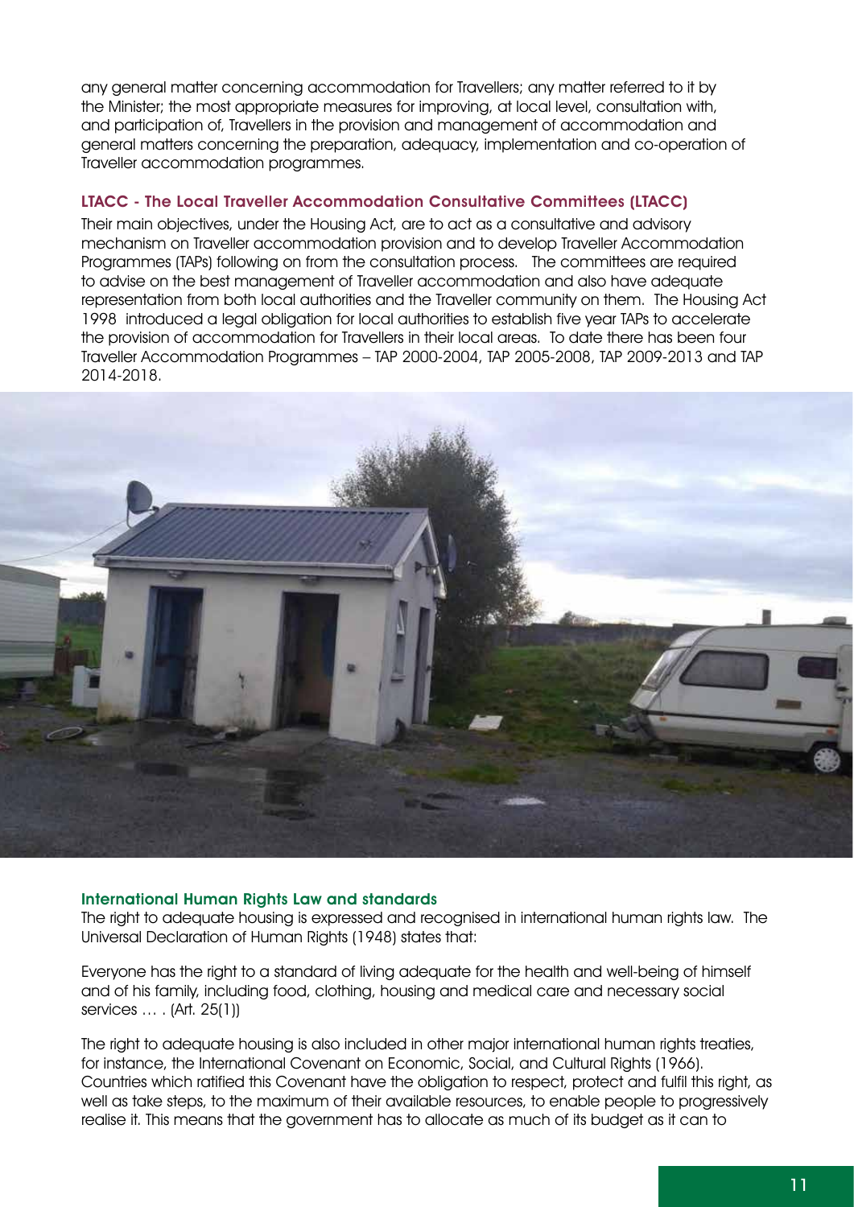any general matter concerning accommodation for Travellers; any matter referred to it by the Minister; the most appropriate measures for improving, at local level, consultation with, and participation of, Travellers in the provision and management of accommodation and general matters concerning the preparation, adequacy, implementation and co-operation of Traveller accommodation programmes.

### LTACC - The Local Traveller Accommodation Consultative Committees (LTACC)

Their main objectives, under the Housing Act, are to act as a consultative and advisory mechanism on Traveller accommodation provision and to develop Traveller Accommodation Programmes (TAPs) following on from the consultation process. The committees are required to advise on the best management of Traveller accommodation and also have adequate representation from both local authorities and the Traveller community on them. The Housing Act 1998 introduced a legal obligation for local authorities to establish five year TAPs to accelerate the provision of accommodation for Travellers in their local areas. To date there has been four Traveller Accommodation Programmes – TAP 2000-2004, TAP 2005-2008, TAP 2009-2013 and TAP 2014-2018.

### International Human Rights Law and standards

The right to adequate housing is expressed and recognised in international human rights law. The Universal Declaration of Human Rights (1948) states that:

Everyone has the right to a standard of living adequate for the health and well-being of himself and of his family, including food, clothing, housing and medical care and necessary social services … . (Art. 25(1))

The right to adequate housing is also included in other major international human rights treaties, for instance, the International Covenant on Economic, Social, and Cultural Rights (1966). Countries which ratified this Covenant have the obligation to respect, protect and fulfil this right, as well as take steps, to the maximum of their available resources, to enable people to progressively realise it. This means that the government has to allocate as much of its budget as it can to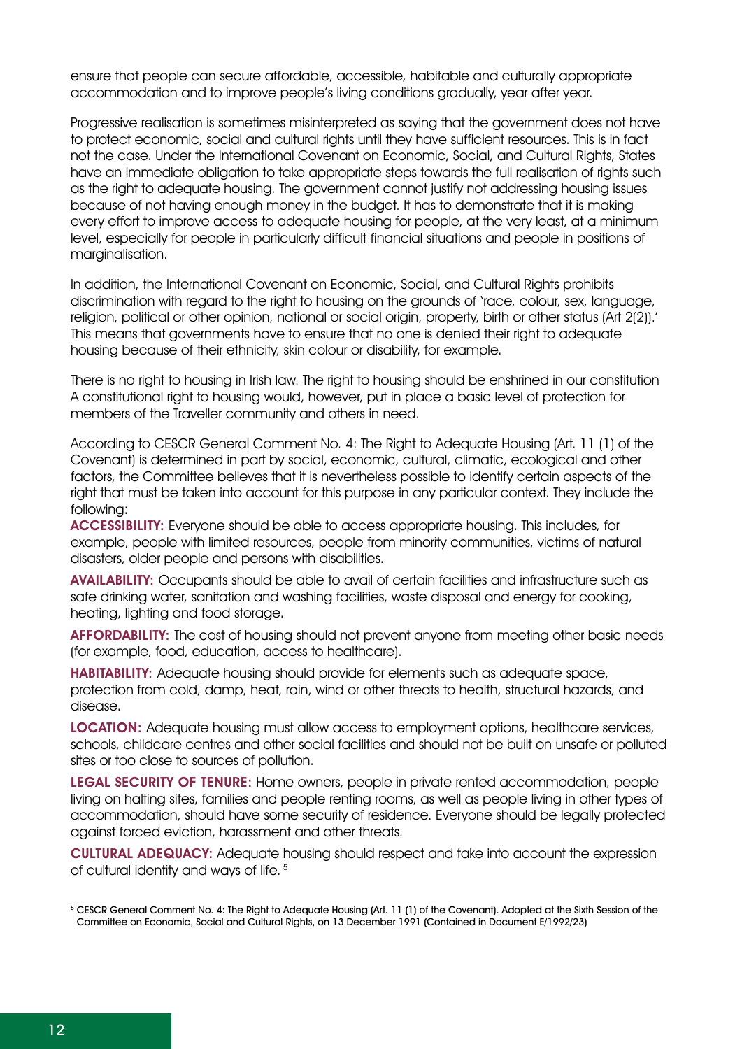ensure that people can secure affordable, accessible, habitable and culturally appropriate accommodation and to improve people's living conditions gradually, year after year.

Progressive realisation is sometimes misinterpreted as saying that the government does not have to protect economic, social and cultural rights until they have sufficient resources. This is in fact not the case. Under the International Covenant on Economic, Social, and Cultural Rights, States have an immediate obligation to take appropriate steps towards the full realisation of rights such as the right to adequate housing. The government cannot justify not addressing housing issues because of not having enough money in the budget. It has to demonstrate that it is making every effort to improve access to adequate housing for people, at the very least, at a minimum level, especially for people in particularly difficult financial situations and people in positions of marginalisation.

In addition, the International Covenant on Economic, Social, and Cultural Rights prohibits discrimination with regard to the right to housing on the grounds of 'race, colour, sex, language, religion, political or other opinion, national or social origin, property, birth or other status (Art 2(2)).' This means that governments have to ensure that no one is denied their right to adequate housing because of their ethnicity, skin colour or disability, for example.

There is no right to housing in Irish law. The right to housing should be enshrined in our constitution A constitutional right to housing would, however, put in place a basic level of protection for members of the Traveller community and others in need.

According to CESCR General Comment No. 4: The Right to Adequate Housing (Art. 11 (1) of the Covenant) is determined in part by social, economic, cultural, climatic, ecological and other factors, the Committee believes that it is nevertheless possible to identify certain aspects of the right that must be taken into account for this purpose in any particular context. They include the following:

**ACCESSIBILITY:** Everyone should be able to access appropriate housing. This includes, for example, people with limited resources, people from minority communities, victims of natural disasters, older people and persons with disabilities.

**AVAILABILITY:** Occupants should be able to avail of certain facilities and infrastructure such as safe drinking water, sanitation and washing facilities, waste disposal and energy for cooking, heating, lighting and food storage.

**AFFORDABILITY:** The cost of housing should not prevent anyone from meeting other basic needs (for example, food, education, access to healthcare).

**HABITABILITY:** Adequate housing should provide for elements such as adequate space, protection from cold, damp, heat, rain, wind or other threats to health, structural hazards, and disease.

**LOCATION:** Adequate housing must allow access to employment options, healthcare services, schools, childcare centres and other social facilities and should not be built on unsafe or polluted sites or too close to sources of pollution.

**LEGAL SECURITY OF TENURE:** Home owners, people in private rented accommodation, people living on halting sites, families and people renting rooms, as well as people living in other types of accommodation, should have some security of residence. Everyone should be legally protected against forced eviction, harassment and other threats.

**CULTURAL ADEQUACY:** Adequate housing should respect and take into account the expression of cultural identity and ways of life. [5]

[5] CESCR General Comment No. 4: The Right to Adequate Housing (Art. 11 (1) of the Covenant). Adopted at the Sixth Session of the Committee on Economic, Social and Cultural Rights, on 13 December 1991 (Contained in Document E/1992/23)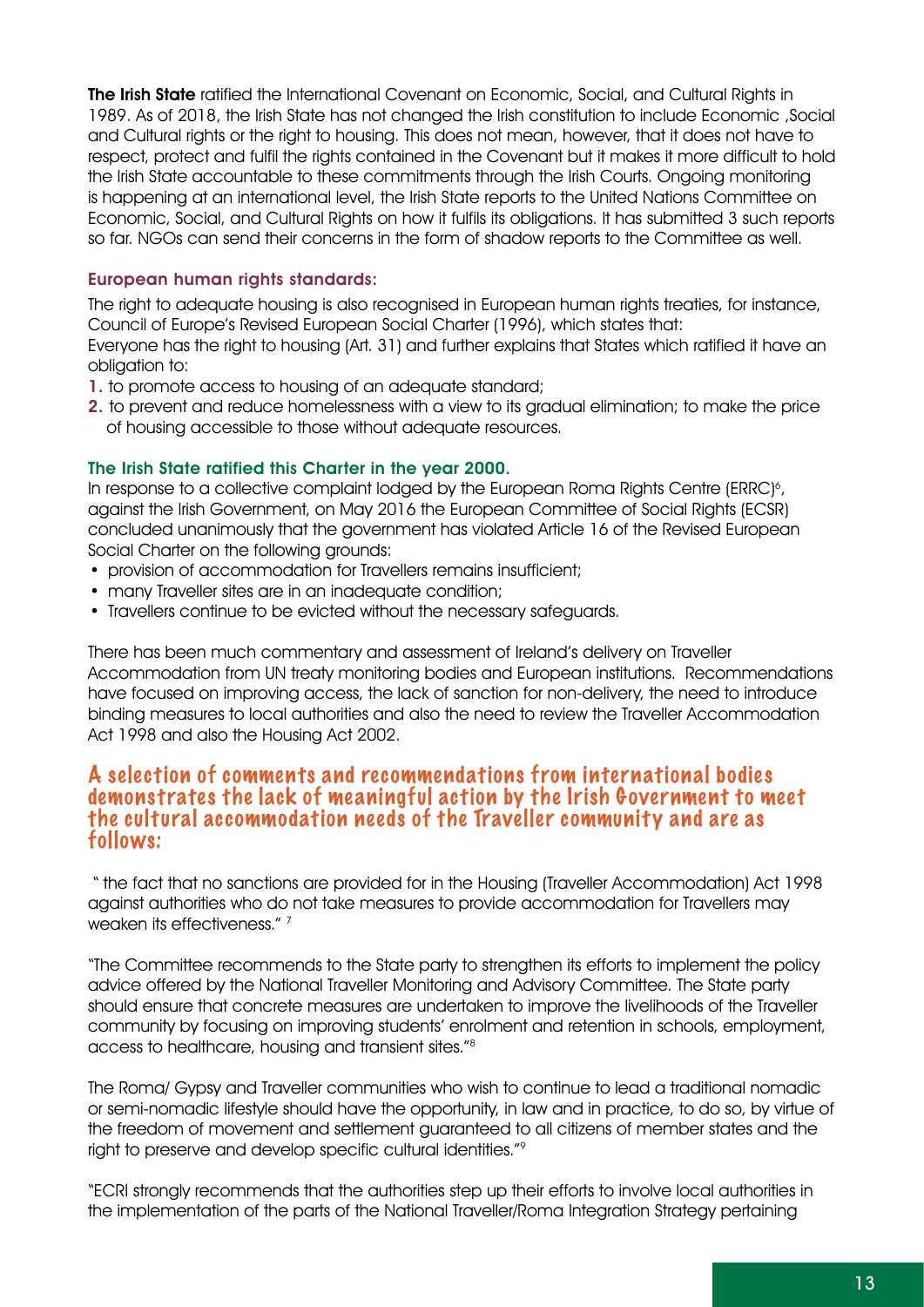**The Irish State** ratified the International Covenant on Economic, Social, and Cultural Rights in 1989. As of 2018, the Irish State has not changed the Irish constitution to include Economic ,Social and Cultural rights or the right to housing. This does not mean, however, that it does not have to respect, protect and fulfil the rights contained in the Covenant but it makes it more difficult to hold the Irish State accountable to these commitments through the Irish Courts. Ongoing monitoring is happening at an international level, the Irish State reports to the United Nations Committee on Economic, Social, and Cultural Rights on how it fulfils its obligations. It has submitted 3 such reports so far. NGOs can send their concerns in the form of shadow reports to the Committee as well.

### European human rights standards:

The right to adequate housing is also recognised in European human rights treaties, for instance, Council of Europe's Revised European Social Charter (1996), which states that:
Everyone has the right to housing (Art. 31) and further explains that States which ratified it have an obligation to:

1. to promote access to housing of an adequate standard;
2. to prevent and reduce homelessness with a view to its gradual elimination; to make the price of housing accessible to those without adequate resources.

### The Irish State ratified this Charter in the year 2000.

In response to a collective complaint lodged by the European Roma Rights Centre (ERRC)[6], against the Irish Government, on May 2016 the European Committee of Social Rights (ECSR) concluded unanimously that the government has violated Article 16 of the Revised European Social Charter on the following grounds:

- provision of accommodation for Travellers remains insufficient;
- many Traveller sites are in an inadequate condition;
- Travellers continue to be evicted without the necessary safeguards.

There has been much commentary and assessment of Ireland's delivery on Traveller Accommodation from UN treaty monitoring bodies and European institutions. Recommendations have focused on improving access, the lack of sanction for non-delivery, the need to introduce binding measures to local authorities and also the need to review the Traveller Accommodation Act 1998 and also the Housing Act 2002.

## A selection of comments and recommendations from international bodies demonstrates the lack of meaningful action by the Irish Government to meet the cultural accommodation needs of the Traveller community and are as follows:

" the fact that no sanctions are provided for in the Housing (Traveller Accommodation) Act 1998 against authorities who do not take measures to provide accommodation for Travellers may weaken its effectiveness." [7]

"The Committee recommends to the State party to strengthen its efforts to implement the policy advice offered by the National Traveller Monitoring and Advisory Committee. The State party should ensure that concrete measures are undertaken to improve the livelihoods of the Traveller community by focusing on improving students' enrolment and retention in schools, employment, access to healthcare, housing and transient sites."[8]

The Roma/ Gypsy and Traveller communities who wish to continue to lead a traditional nomadic or semi-nomadic lifestyle should have the opportunity, in law and in practice, to do so, by virtue of the freedom of movement and settlement guaranteed to all citizens of member states and the right to preserve and develop specific cultural identities."[9]

"ECRI strongly recommends that the authorities step up their efforts to involve local authorities in the implementation of the parts of the National Traveller/Roma Integration Strategy pertaining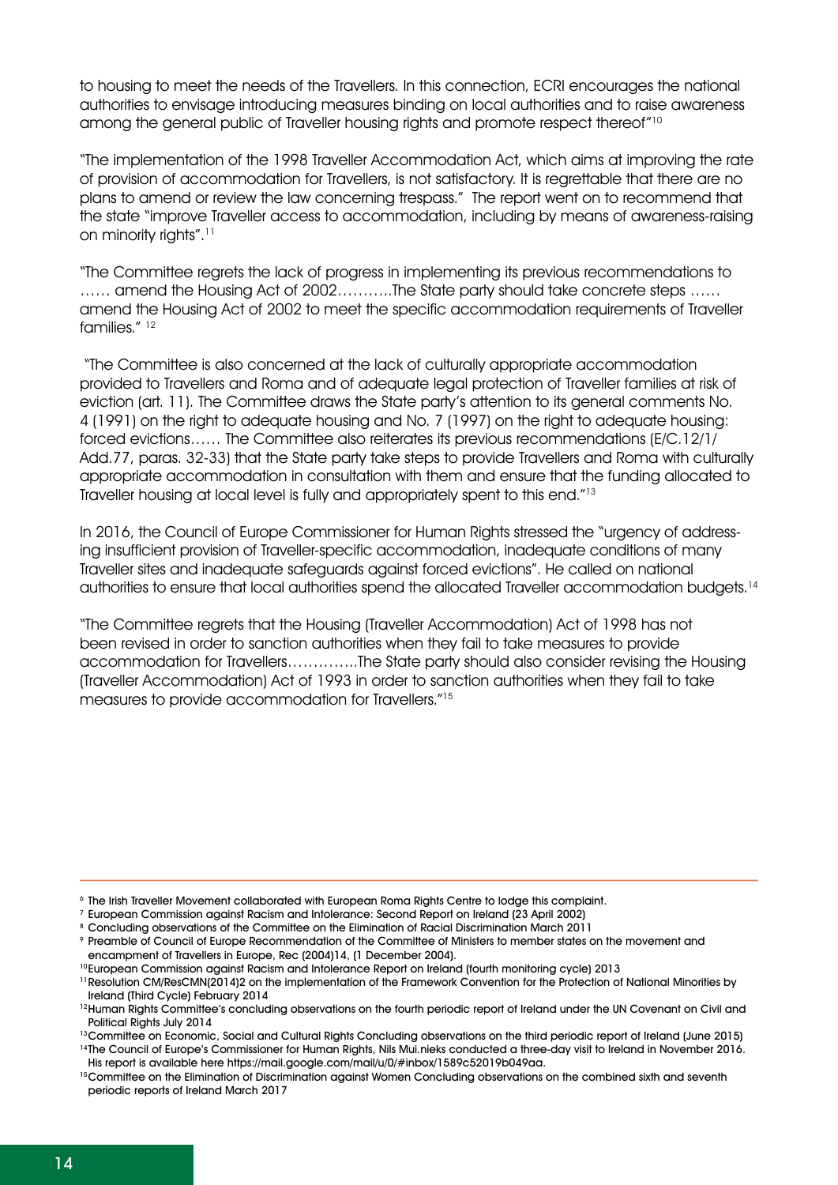to housing to meet the needs of the Travellers. In this connection, ECRI encourages the national authorities to envisage introducing measures binding on local authorities and to raise awareness among the general public of Traveller housing rights and promote respect thereof"[10]

"The implementation of the 1998 Traveller Accommodation Act, which aims at improving the rate of provision of accommodation for Travellers, is not satisfactory. It is regrettable that there are no plans to amend or review the law concerning trespass." The report went on to recommend that the state "improve Traveller access to accommodation, including by means of awareness-raising on minority rights".[11]

"The Committee regrets the lack of progress in implementing its previous recommendations to …… amend the Housing Act of 2002………..The State party should take concrete steps …… amend the Housing Act of 2002 to meet the specific accommodation requirements of Traveller families." [12]

"The Committee is also concerned at the lack of culturally appropriate accommodation provided to Travellers and Roma and of adequate legal protection of Traveller families at risk of eviction (art. 11). The Committee draws the State party's attention to its general comments No. 4 (1991) on the right to adequate housing and No. 7 (1997) on the right to adequate housing: forced evictions…… The Committee also reiterates its previous recommendations (E/C.12/1/Add.77, paras. 32-33) that the State party take steps to provide Travellers and Roma with culturally appropriate accommodation in consultation with them and ensure that the funding allocated to Traveller housing at local level is fully and appropriately spent to this end."[13]

In 2016, the Council of Europe Commissioner for Human Rights stressed the "urgency of addressing insufficient provision of Traveller-specific accommodation, inadequate conditions of many Traveller sites and inadequate safeguards against forced evictions". He called on national authorities to ensure that local authorities spend the allocated Traveller accommodation budgets.[14]

"The Committee regrets that the Housing (Traveller Accommodation) Act of 1998 has not been revised in order to sanction authorities when they fail to take measures to provide accommodation for Travellers…………..The State party should also consider revising the Housing (Traveller Accommodation) Act of 1993 in order to sanction authorities when they fail to take measures to provide accommodation for Travellers."[15]

---

[6] The Irish Traveller Movement collaborated with European Roma Rights Centre to lodge this complaint.

[7] European Commission against Racism and Intolerance: Second Report on Ireland (23 April 2002)

[8] Concluding observations of the Committee on the Elimination of Racial Discrimination March 2011

[9] Preamble of Council of Europe Recommendation of the Committee of Ministers to member states on the movement and encampment of Travellers in Europe, Rec (2004)14, (1 December 2004).

[10] European Commission against Racism and Intolerance Report on Ireland (fourth monitoring cycle) 2013

[11] Resolution CM/ResCMN(2014)2 on the implementation of the Framework Convention for the Protection of National Minorities by Ireland (Third Cycle) February 2014

[12] Human Rights Committee's concluding observations on the fourth periodic report of Ireland under the UN Covenant on Civil and Political Rights July 2014

[13] Committee on Economic, Social and Cultural Rights Concluding observations on the third periodic report of Ireland (June 2015)

[14] The Council of Europe's Commissioner for Human Rights, Nils Mui.nieks conducted a three-day visit to Ireland in November 2016. His report is available here https://mail.google.com/mail/u/0/#inbox/1589c52019b049aa.

[15] Committee on the Elimination of Discrimination against Women Concluding observations on the combined sixth and seventh periodic reports of Ireland March 2017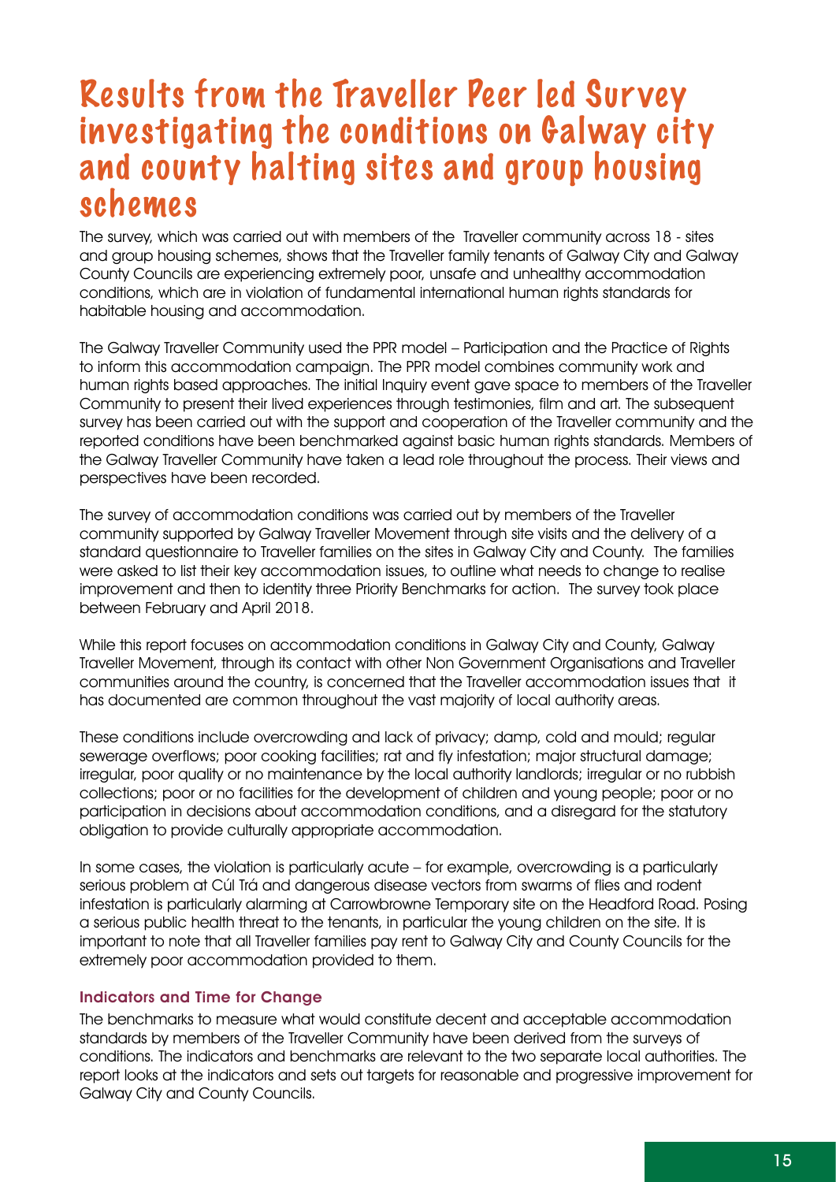# Results from the Traveller Peer led Survey investigating the conditions on Galway city and county halting sites and group housing schemes

The survey, which was carried out with members of the Traveller community across 18 - sites and group housing schemes, shows that the Traveller family tenants of Galway City and Galway County Councils are experiencing extremely poor, unsafe and unhealthy accommodation conditions, which are in violation of fundamental international human rights standards for habitable housing and accommodation.

The Galway Traveller Community used the PPR model – Participation and the Practice of Rights to inform this accommodation campaign. The PPR model combines community work and human rights based approaches. The initial Inquiry event gave space to members of the Traveller Community to present their lived experiences through testimonies, film and art. The subsequent survey has been carried out with the support and cooperation of the Traveller community and the reported conditions have been benchmarked against basic human rights standards. Members of the Galway Traveller Community have taken a lead role throughout the process. Their views and perspectives have been recorded.

The survey of accommodation conditions was carried out by members of the Traveller community supported by Galway Traveller Movement through site visits and the delivery of a standard questionnaire to Traveller families on the sites in Galway City and County. The families were asked to list their key accommodation issues, to outline what needs to change to realise improvement and then to identity three Priority Benchmarks for action. The survey took place between February and April 2018.

While this report focuses on accommodation conditions in Galway City and County, Galway Traveller Movement, through its contact with other Non Government Organisations and Traveller communities around the country, is concerned that the Traveller accommodation issues that it has documented are common throughout the vast majority of local authority areas.

These conditions include overcrowding and lack of privacy; damp, cold and mould; regular sewerage overflows; poor cooking facilities; rat and fly infestation; major structural damage; irregular, poor quality or no maintenance by the local authority landlords; irregular or no rubbish collections; poor or no facilities for the development of children and young people; poor or no participation in decisions about accommodation conditions, and a disregard for the statutory obligation to provide culturally appropriate accommodation.

In some cases, the violation is particularly acute – for example, overcrowding is a particularly serious problem at Cúl Trá and dangerous disease vectors from swarms of flies and rodent infestation is particularly alarming at Carrowbrowne Temporary site on the Headford Road. Posing a serious public health threat to the tenants, in particular the young children on the site. It is important to note that all Traveller families pay rent to Galway City and County Councils for the extremely poor accommodation provided to them.

### Indicators and Time for Change

The benchmarks to measure what would constitute decent and acceptable accommodation standards by members of the Traveller Community have been derived from the surveys of conditions. The indicators and benchmarks are relevant to the two separate local authorities. The report looks at the indicators and sets out targets for reasonable and progressive improvement for Galway City and County Councils.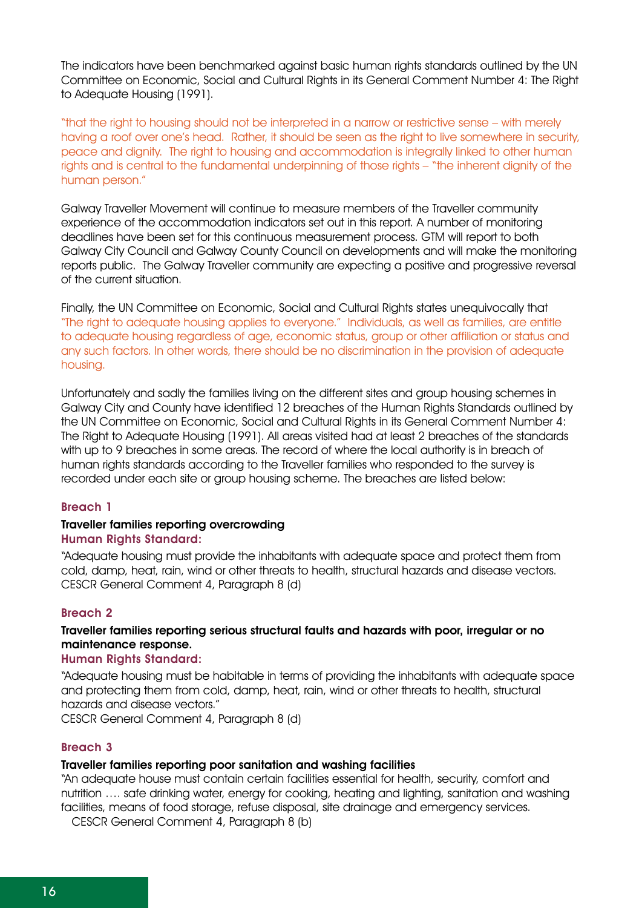The indicators have been benchmarked against basic human rights standards outlined by the UN Committee on Economic, Social and Cultural Rights in its General Comment Number 4: The Right to Adequate Housing (1991).

"that the right to housing should not be interpreted in a narrow or restrictive sense – with merely having a roof over one's head. Rather, it should be seen as the right to live somewhere in security, peace and dignity. The right to housing and accommodation is integrally linked to other human rights and is central to the fundamental underpinning of those rights – "the inherent dignity of the human person."

Galway Traveller Movement will continue to measure members of the Traveller community experience of the accommodation indicators set out in this report. A number of monitoring deadlines have been set for this continuous measurement process. GTM will report to both Galway City Council and Galway County Council on developments and will make the monitoring reports public. The Galway Traveller community are expecting a positive and progressive reversal of the current situation.

Finally, the UN Committee on Economic, Social and Cultural Rights states unequivocally that "The right to adequate housing applies to everyone." Individuals, as well as families, are entitle to adequate housing regardless of age, economic status, group or other affiliation or status and any such factors. In other words, there should be no discrimination in the provision of adequate housing.

Unfortunately and sadly the families living on the different sites and group housing schemes in Galway City and County have identified 12 breaches of the Human Rights Standards outlined by the UN Committee on Economic, Social and Cultural Rights in its General Comment Number 4: The Right to Adequate Housing (1991). All areas visited had at least 2 breaches of the standards with up to 9 breaches in some areas. The record of where the local authority is in breach of human rights standards according to the Traveller families who responded to the survey is recorded under each site or group housing scheme. The breaches are listed below:

### Breach 1

**Traveller families reporting overcrowding**

**Human Rights Standard:**

"Adequate housing must provide the inhabitants with adequate space and protect them from cold, damp, heat, rain, wind or other threats to health, structural hazards and disease vectors.
CESCR General Comment 4, Paragraph 8 (d)

### Breach 2

**Traveller families reporting serious structural faults and hazards with poor, irregular or no maintenance response.**

**Human Rights Standard:**

"Adequate housing must be habitable in terms of providing the inhabitants with adequate space and protecting them from cold, damp, heat, rain, wind or other threats to health, structural hazards and disease vectors."
CESCR General Comment 4, Paragraph 8 (d)

### Breach 3

**Traveller families reporting poor sanitation and washing facilities**

"An adequate house must contain certain facilities essential for health, security, comfort and nutrition …. safe drinking water, energy for cooking, heating and lighting, sanitation and washing facilities, means of food storage, refuse disposal, site drainage and emergency services.
CESCR General Comment 4, Paragraph 8 (b)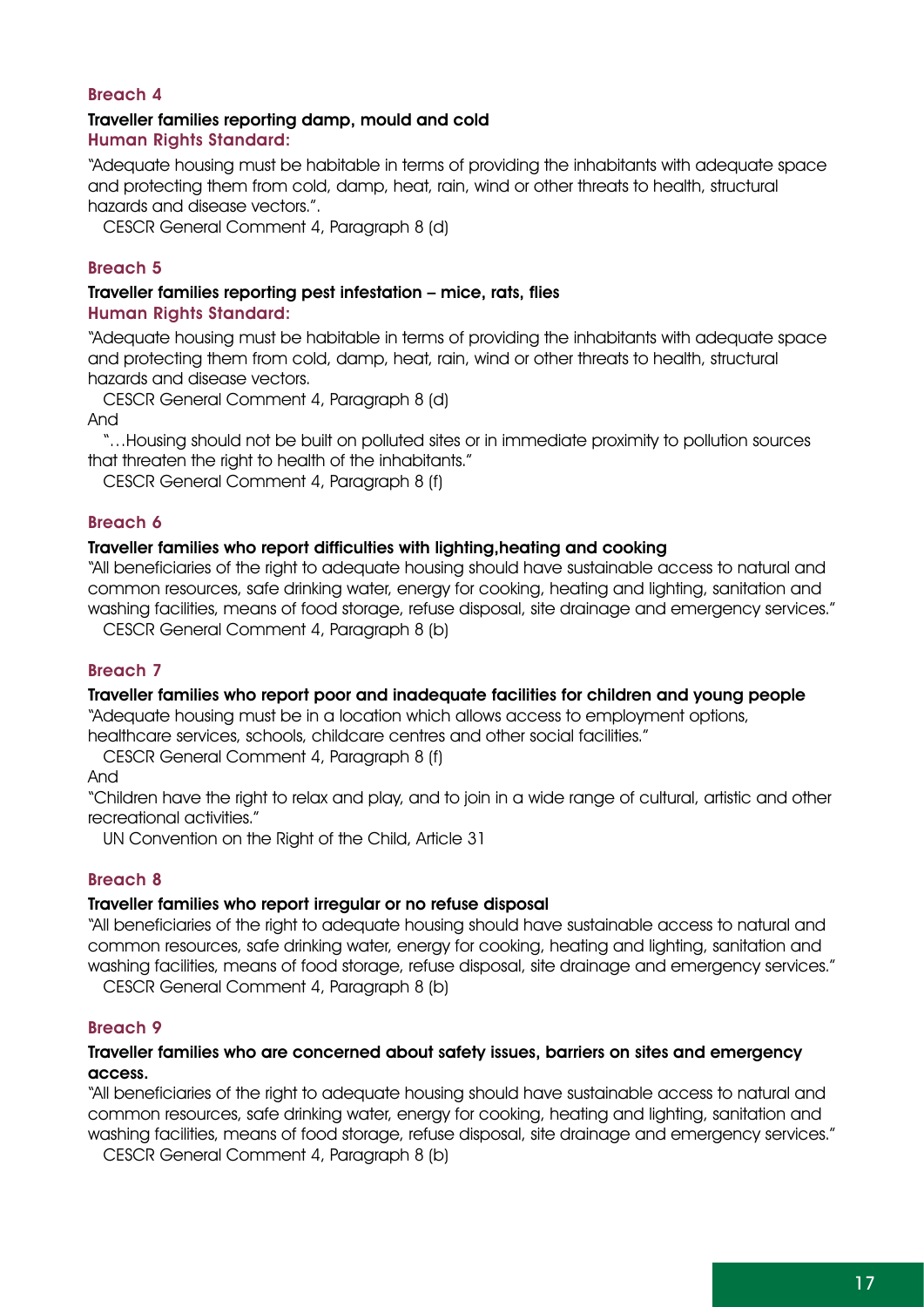## Breach 4

**Traveller families reporting damp, mould and cold**

### Human Rights Standard:

"Adequate housing must be habitable in terms of providing the inhabitants with adequate space and protecting them from cold, damp, heat, rain, wind or other threats to health, structural hazards and disease vectors.".

CESCR General Comment 4, Paragraph 8 (d)

## Breach 5

**Traveller families reporting pest infestation – mice, rats, flies**

### Human Rights Standard:

"Adequate housing must be habitable in terms of providing the inhabitants with adequate space and protecting them from cold, damp, heat, rain, wind or other threats to health, structural hazards and disease vectors.

CESCR General Comment 4, Paragraph 8 (d)

And

"…Housing should not be built on polluted sites or in immediate proximity to pollution sources that threaten the right to health of the inhabitants."

CESCR General Comment 4, Paragraph 8 (f)

## Breach 6

**Traveller families who report difficulties with lighting,heating and cooking**

"All beneficiaries of the right to adequate housing should have sustainable access to natural and common resources, safe drinking water, energy for cooking, heating and lighting, sanitation and washing facilities, means of food storage, refuse disposal, site drainage and emergency services."

CESCR General Comment 4, Paragraph 8 (b)

## Breach 7

**Traveller families who report poor and inadequate facilities for children and young people**

"Adequate housing must be in a location which allows access to employment options, healthcare services, schools, childcare centres and other social facilities."

CESCR General Comment 4, Paragraph 8 (f)

And

"Children have the right to relax and play, and to join in a wide range of cultural, artistic and other recreational activities."

UN Convention on the Right of the Child, Article 31

## Breach 8

**Traveller families who report irregular or no refuse disposal**

"All beneficiaries of the right to adequate housing should have sustainable access to natural and common resources, safe drinking water, energy for cooking, heating and lighting, sanitation and washing facilities, means of food storage, refuse disposal, site drainage and emergency services."

CESCR General Comment 4, Paragraph 8 (b)

## Breach 9

**Traveller families who are concerned about safety issues, barriers on sites and emergency access.**

"All beneficiaries of the right to adequate housing should have sustainable access to natural and common resources, safe drinking water, energy for cooking, heating and lighting, sanitation and washing facilities, means of food storage, refuse disposal, site drainage and emergency services."

CESCR General Comment 4, Paragraph 8 (b)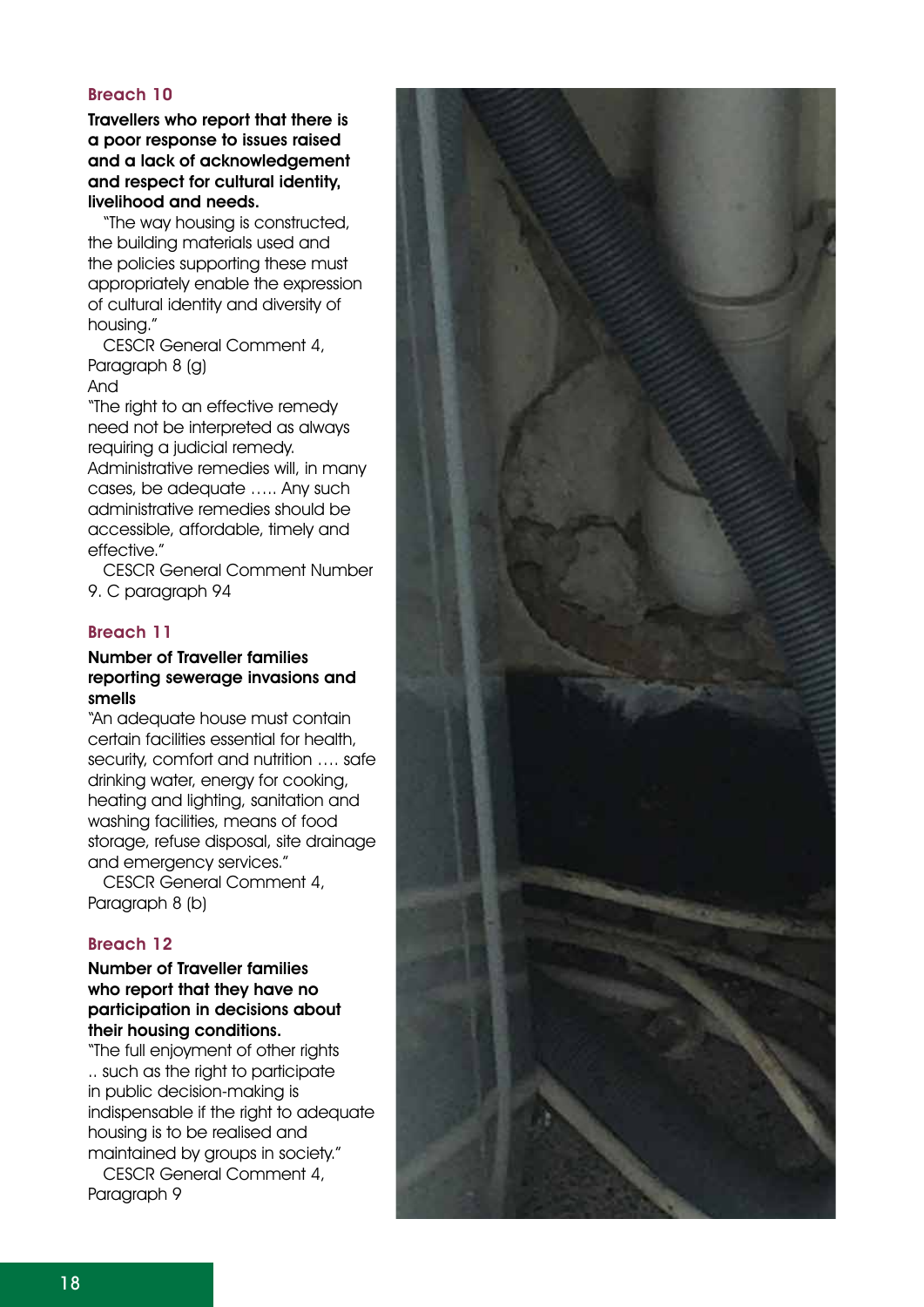### Breach 10

**Travellers who report that there is a poor response to issues raised and a lack of acknowledgement and respect for cultural identity, livelihood and needs.**

"The way housing is constructed, the building materials used and the policies supporting these must appropriately enable the expression of cultural identity and diversity of housing."

CESCR General Comment 4, Paragraph 8 (g)

And

"The right to an effective remedy need not be interpreted as always requiring a judicial remedy. Administrative remedies will, in many cases, be adequate ….. Any such administrative remedies should be accessible, affordable, timely and effective."

CESCR General Comment Number 9. C paragraph 94

### Breach 11

**Number of Traveller families reporting sewerage invasions and smells**

"An adequate house must contain certain facilities essential for health, security, comfort and nutrition …. safe drinking water, energy for cooking, heating and lighting, sanitation and washing facilities, means of food storage, refuse disposal, site drainage and emergency services."

CESCR General Comment 4, Paragraph 8 (b)

### Breach 12

**Number of Traveller families who report that they have no participation in decisions about their housing conditions.**

"The full enjoyment of other rights .. such as the right to participate in public decision-making is indispensable if the right to adequate housing is to be realised and maintained by groups in society."

CESCR General Comment 4, Paragraph 9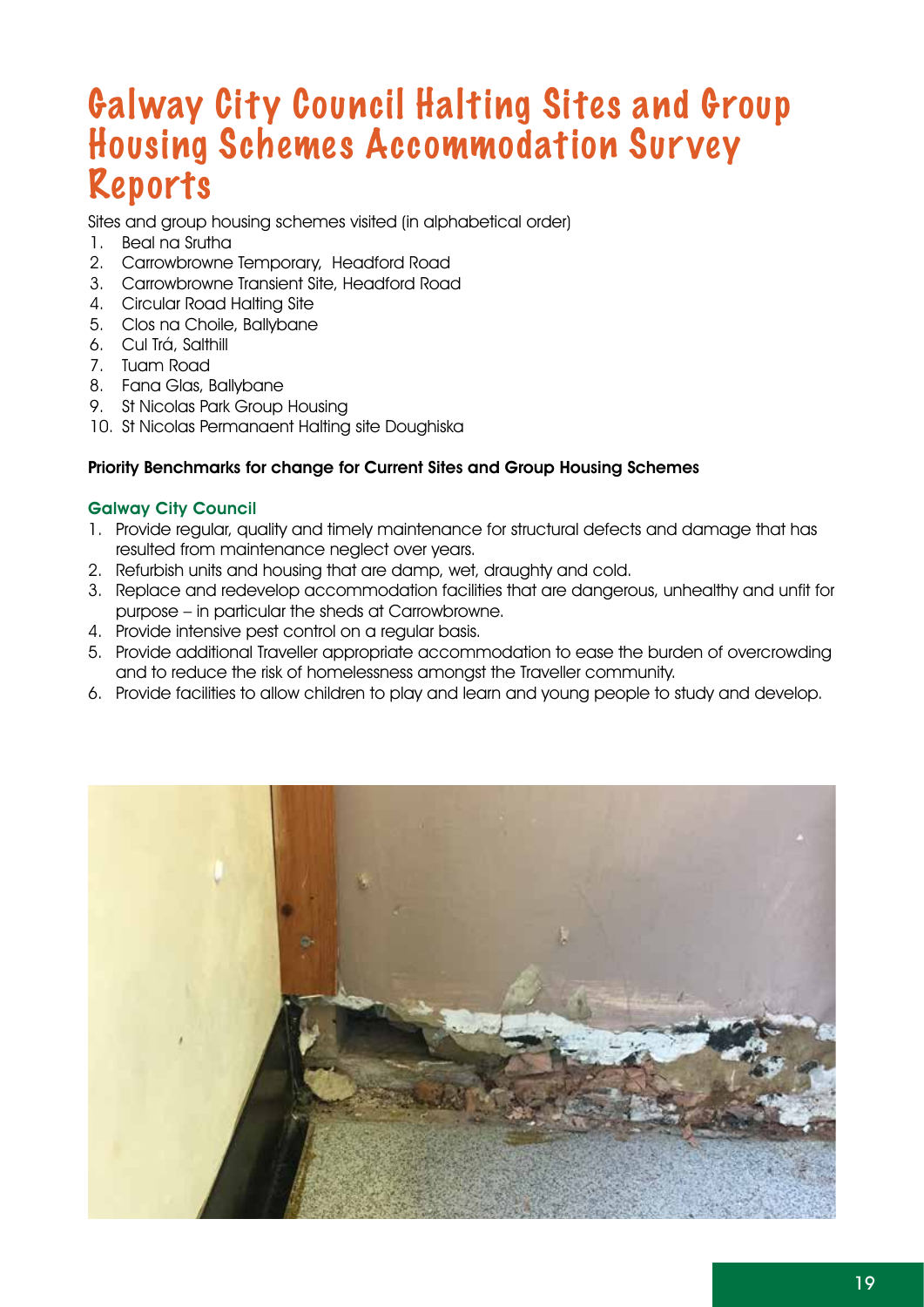# Galway City Council Halting Sites and Group Housing Schemes Accommodation Survey Reports

Sites and group housing schemes visited (in alphabetical order)

1. Beal na Srutha
2. Carrowbrowne Temporary, Headford Road
3. Carrowbrowne Transient Site, Headford Road
4. Circular Road Halting Site
5. Clos na Choile, Ballybane
6. Cul Trá, Salthill
7. Tuam Road
8. Fana Glas, Ballybane
9. St Nicolas Park Group Housing
10. St Nicolas Permanaent Halting site Doughiska

**Priority Benchmarks for change for Current Sites and Group Housing Schemes**

**Galway City Council**

1. Provide regular, quality and timely maintenance for structural defects and damage that has resulted from maintenance neglect over years.
2. Refurbish units and housing that are damp, wet, draughty and cold.
3. Replace and redevelop accommodation facilities that are dangerous, unhealthy and unfit for purpose – in particular the sheds at Carrowbrowne.
4. Provide intensive pest control on a regular basis.
5. Provide additional Traveller appropriate accommodation to ease the burden of overcrowding and to reduce the risk of homelessness amongst the Traveller community.
6. Provide facilities to allow children to play and learn and young people to study and develop.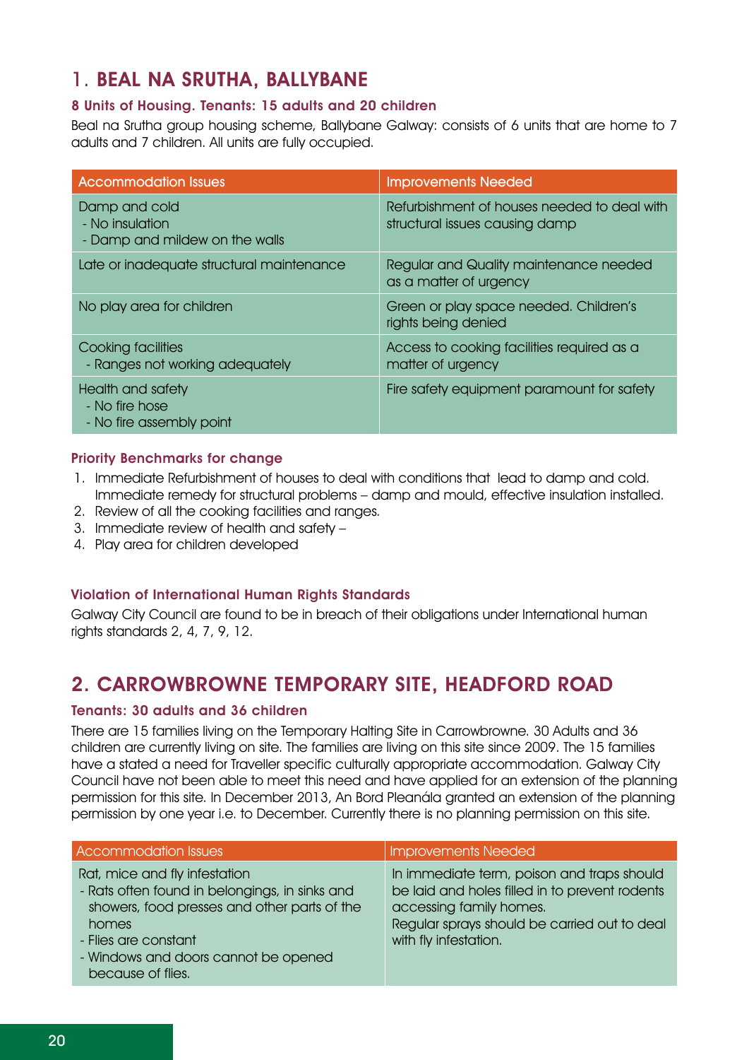## 1. BEAL NA SRUTHA, BALLYBANE

### 8 Units of Housing. Tenants: 15 adults and 20 children

Beal na Srutha group housing scheme, Ballybane Galway: consists of 6 units that are home to 7 adults and 7 children. All units are fully occupied.

| Accommodation Issues | Improvements Needed |
|---|---|
| Damp and cold<br>- No insulation<br>- Damp and mildew on the walls | Refurbishment of houses needed to deal with structural issues causing damp |
| Late or inadequate structural maintenance | Regular and Quality maintenance needed as a matter of urgency |
| No play area for children | Green or play space needed. Children's rights being denied |
| Cooking facilities<br>- Ranges not working adequately | Access to cooking facilities required as a matter of urgency |
| Health and safety<br>- No fire hose<br>- No fire assembly point | Fire safety equipment paramount for safety |

### Priority Benchmarks for change

1. Immediate Refurbishment of houses to deal with conditions that lead to damp and cold. Immediate remedy for structural problems – damp and mould, effective insulation installed.
2. Review of all the cooking facilities and ranges.
3. Immediate review of health and safety –
4. Play area for children developed

### Violation of International Human Rights Standards

Galway City Council are found to be in breach of their obligations under International human rights standards 2, 4, 7, 9, 12.

## 2. CARROWBROWNE TEMPORARY SITE, HEADFORD ROAD

### Tenants: 30 adults and 36 children

There are 15 families living on the Temporary Halting Site in Carrowbrowne. 30 Adults and 36 children are currently living on site. The families are living on this site since 2009. The 15 families have a stated a need for Traveller specific culturally appropriate accommodation. Galway City Council have not been able to meet this need and have applied for an extension of the planning permission for this site. In December 2013, An Bord Pleanála granted an extension of the planning permission by one year i.e. to December. Currently there is no planning permission on this site.

| Accommodation Issues | Improvements Needed |
|---|---|
| Rat, mice and fly infestation<br>- Rats often found in belongings, in sinks and showers, food presses and other parts of the homes<br>- Flies are constant<br>- Windows and doors cannot be opened because of flies. | In immediate term, poison and traps should be laid and holes filled in to prevent rodents accessing family homes.<br>Regular sprays should be carried out to deal with fly infestation. |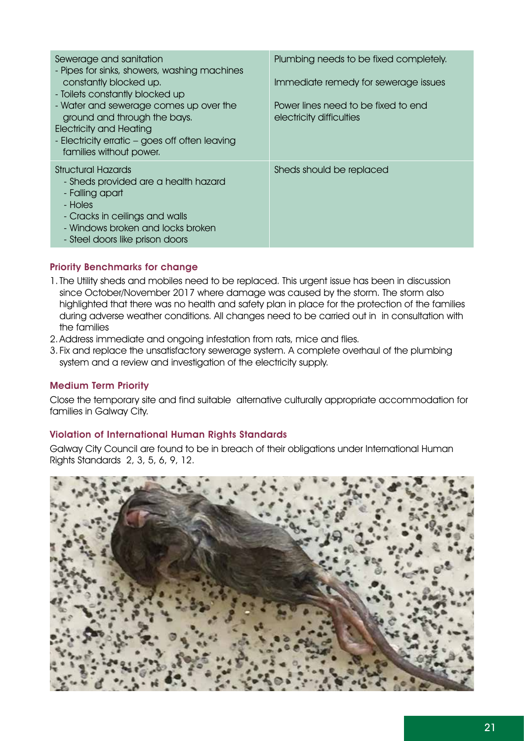| Sewerage and sanitation<br>- Pipes for sinks, showers, washing machines constantly blocked up.<br>- Toilets constantly blocked up<br>- Water and sewerage comes up over the ground and through the bays.<br>Electricity and Heating<br>- Electricity erratic – goes off often leaving families without power. | Plumbing needs to be fixed completely.<br><br>Immediate remedy for sewerage issues<br><br>Power lines need to be fixed to end electricity difficulties |
|---|---|
| Structural Hazards<br>- Sheds provided are a health hazard<br>- Falling apart<br>- Holes<br>- Cracks in ceilings and walls<br>- Windows broken and locks broken<br>- Steel doors like prison doors | Sheds should be replaced |

### Priority Benchmarks for change

1. The Utility sheds and mobiles need to be replaced. This urgent issue has been in discussion since October/November 2017 where damage was caused by the storm. The storm also highlighted that there was no health and safety plan in place for the protection of the families during adverse weather conditions. All changes need to be carried out in in consultation with the families
2. Address immediate and ongoing infestation from rats, mice and flies.
3. Fix and replace the unsatisfactory sewerage system. A complete overhaul of the plumbing system and a review and investigation of the electricity supply.

### Medium Term Priority

Close the temporary site and find suitable alternative culturally appropriate accommodation for families in Galway City.

### Violation of International Human Rights Standards

Galway City Council are found to be in breach of their obligations under International Human Rights Standards 2, 3, 5, 6, 9, 12.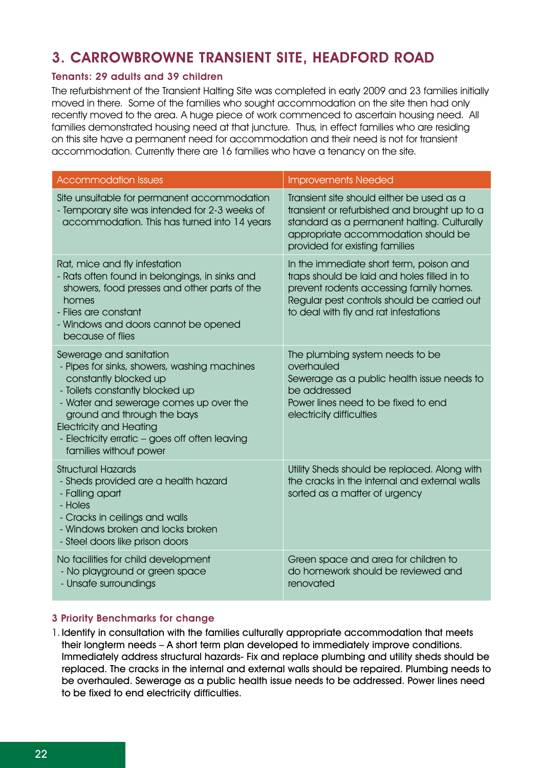## 3. CARROWBROWNE TRANSIENT SITE, HEADFORD ROAD

### Tenants: 29 adults and 39 children

The refurbishment of the Transient Halting Site was completed in early 2009 and 23 families initially moved in there. Some of the families who sought accommodation on the site then had only recently moved to the area. A huge piece of work commenced to ascertain housing need. All families demonstrated housing need at that juncture. Thus, in effect families who are residing on this site have a permanent need for accommodation and their need is not for transient accommodation. Currently there are 16 families who have a tenancy on the site.

| Accommodation Issues | Improvements Needed |
|---|---|
| Site unsuitable for permanent accommodation<br>- Temporary site was intended for 2-3 weeks of accommodation. This has turned into 14 years | Transient site should either be used as a transient or refurbished and brought up to a standard as a permanent halting. Culturally appropriate accommodation should be provided for existing families |
| Rat, mice and fly infestation<br>- Rats often found in belongings, in sinks and showers, food presses and other parts of the homes<br>- Flies are constant<br>- Windows and doors cannot be opened because of flies | In the immediate short term, poison and traps should be laid and holes filled in to prevent rodents accessing family homes. Regular pest controls should be carried out to deal with fly and rat infestations |
| Sewerage and sanitation<br>- Pipes for sinks, showers, washing machines constantly blocked up<br>- Toilets constantly blocked up<br>- Water and sewerage comes up over the ground and through the bays<br>Electricity and Heating<br>- Electricity erratic – goes off often leaving families without power | The plumbing system needs to be overhauled<br>Sewerage as a public health issue needs to be addressed<br>Power lines need to be fixed to end electricity difficulties |
| Structural Hazards<br>- Sheds provided are a health hazard<br>- Falling apart<br>- Holes<br>- Cracks in ceilings and walls<br>- Windows broken and locks broken<br>- Steel doors like prison doors | Utility Sheds should be replaced. Along with the cracks in the internal and external walls sorted as a matter of urgency |
| No facilities for child development<br>- No playground or green space<br>- Unsafe surroundings | Green space and area for children to do homework should be reviewed and renovated |

### 3 Priority Benchmarks for change

1. Identify in consultation with the families culturally appropriate accommodation that meets their longterm needs – A short term plan developed to immediately improve conditions. Immediately address structural hazards- Fix and replace plumbing and utility sheds should be replaced. The cracks in the internal and external walls should be repaired. Plumbing needs to be overhauled. Sewerage as a public health issue needs to be addressed. Power lines need to be fixed to end electricity difficulties.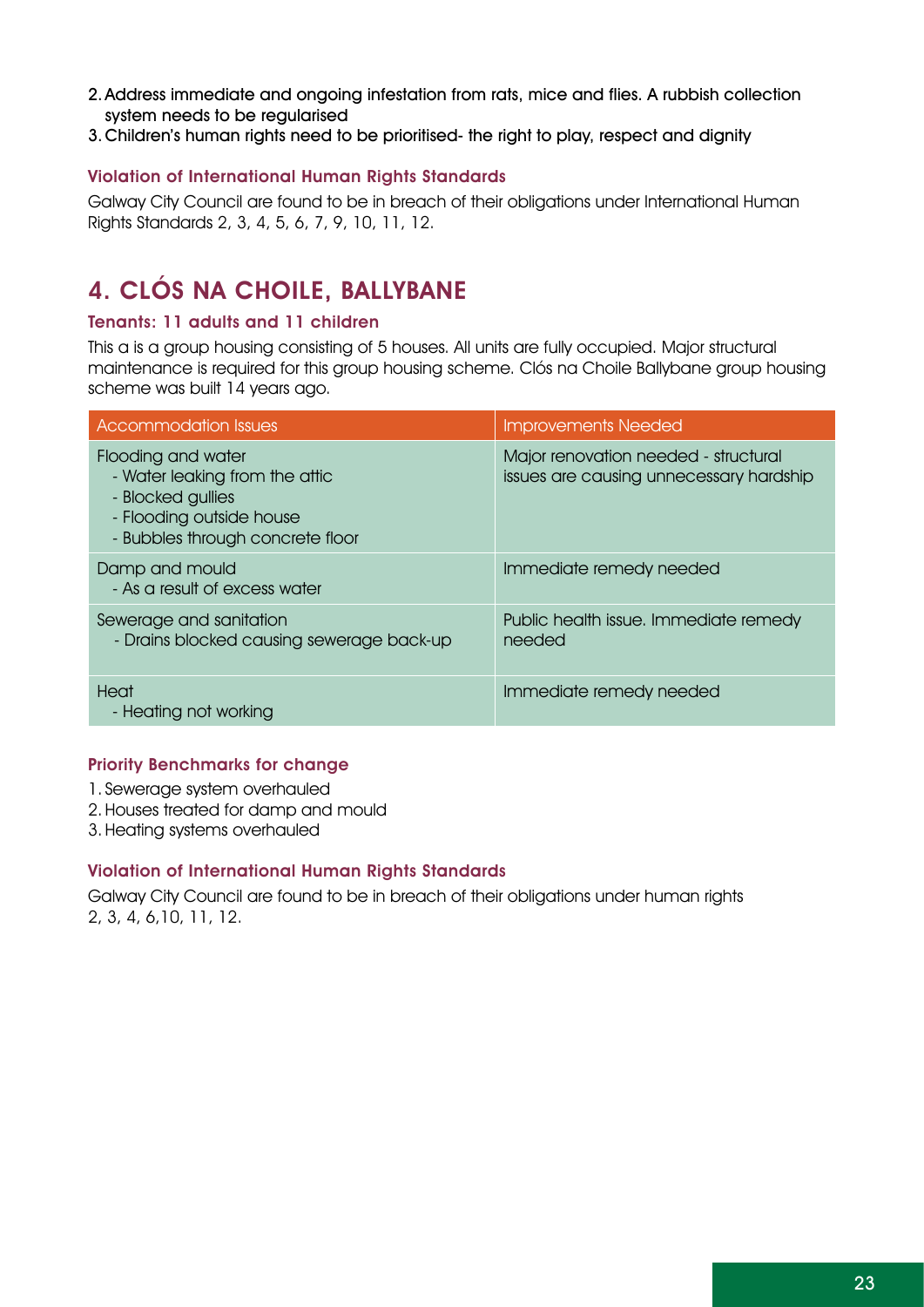2. Address immediate and ongoing infestation from rats, mice and flies. A rubbish collection system needs to be regularised
3. Children's human rights need to be prioritised- the right to play, respect and dignity

### Violation of International Human Rights Standards

Galway City Council are found to be in breach of their obligations under International Human Rights Standards 2, 3, 4, 5, 6, 7, 9, 10, 11, 12.

## 4. CLÓS NA CHOILE, BALLYBANE

### Tenants: 11 adults and 11 children

This a is a group housing consisting of 5 houses. All units are fully occupied. Major structural maintenance is required for this group housing scheme. Clós na Choile Ballybane group housing scheme was built 14 years ago.

| Accommodation Issues | Improvements Needed |
|---|---|
| Flooding and water<br>- Water leaking from the attic<br>- Blocked gullies<br>- Flooding outside house<br>- Bubbles through concrete floor | Major renovation needed - structural issues are causing unnecessary hardship |
| Damp and mould<br>- As a result of excess water | Immediate remedy needed |
| Sewerage and sanitation<br>- Drains blocked causing sewerage back-up | Public health issue. Immediate remedy needed |
| Heat<br>- Heating not working | Immediate remedy needed |

### Priority Benchmarks for change

1. Sewerage system overhauled
2. Houses treated for damp and mould
3. Heating systems overhauled

### Violation of International Human Rights Standards

Galway City Council are found to be in breach of their obligations under human rights 2, 3, 4, 6,10, 11, 12.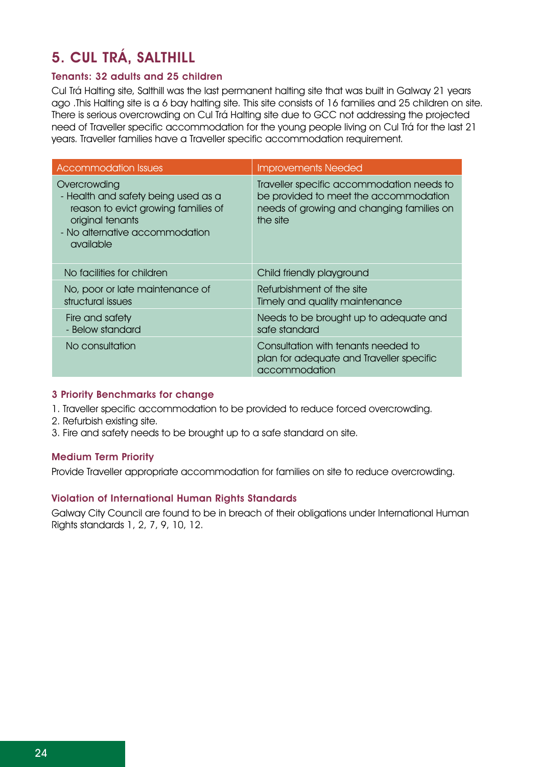## 5. CUL TRÁ, SALTHILL

### Tenants: 32 adults and 25 children

Cul Trá Halting site, Salthill was the last permanent halting site that was built in Galway 21 years ago .This Halting site is a 6 bay halting site. This site consists of 16 families and 25 children on site. There is serious overcrowding on Cul Trá Halting site due to GCC not addressing the projected need of Traveller specific accommodation for the young people living on Cul Trá for the last 21 years. Traveller families have a Traveller specific accommodation requirement.

| Accommodation Issues | Improvements Needed |
|---|---|
| Overcrowding<br>- Health and safety being used as a reason to evict growing families of original tenants<br>- No alternative accommodation available | Traveller specific accommodation needs to be provided to meet the accommodation needs of growing and changing families on the site |
| No facilities for children | Child friendly playground |
| No, poor or late maintenance of structural issues | Refurbishment of the site<br>Timely and quality maintenance |
| Fire and safety<br>- Below standard | Needs to be brought up to adequate and safe standard |
| No consultation | Consultation with tenants needed to plan for adequate and Traveller specific accommodation |

### 3 Priority Benchmarks for change

1. Traveller specific accommodation to be provided to reduce forced overcrowding.
2. Refurbish existing site.
3. Fire and safety needs to be brought up to a safe standard on site.

### Medium Term Priority

Provide Traveller appropriate accommodation for families on site to reduce overcrowding.

### Violation of International Human Rights Standards

Galway City Council are found to be in breach of their obligations under International Human Rights standards 1, 2, 7, 9, 10, 12.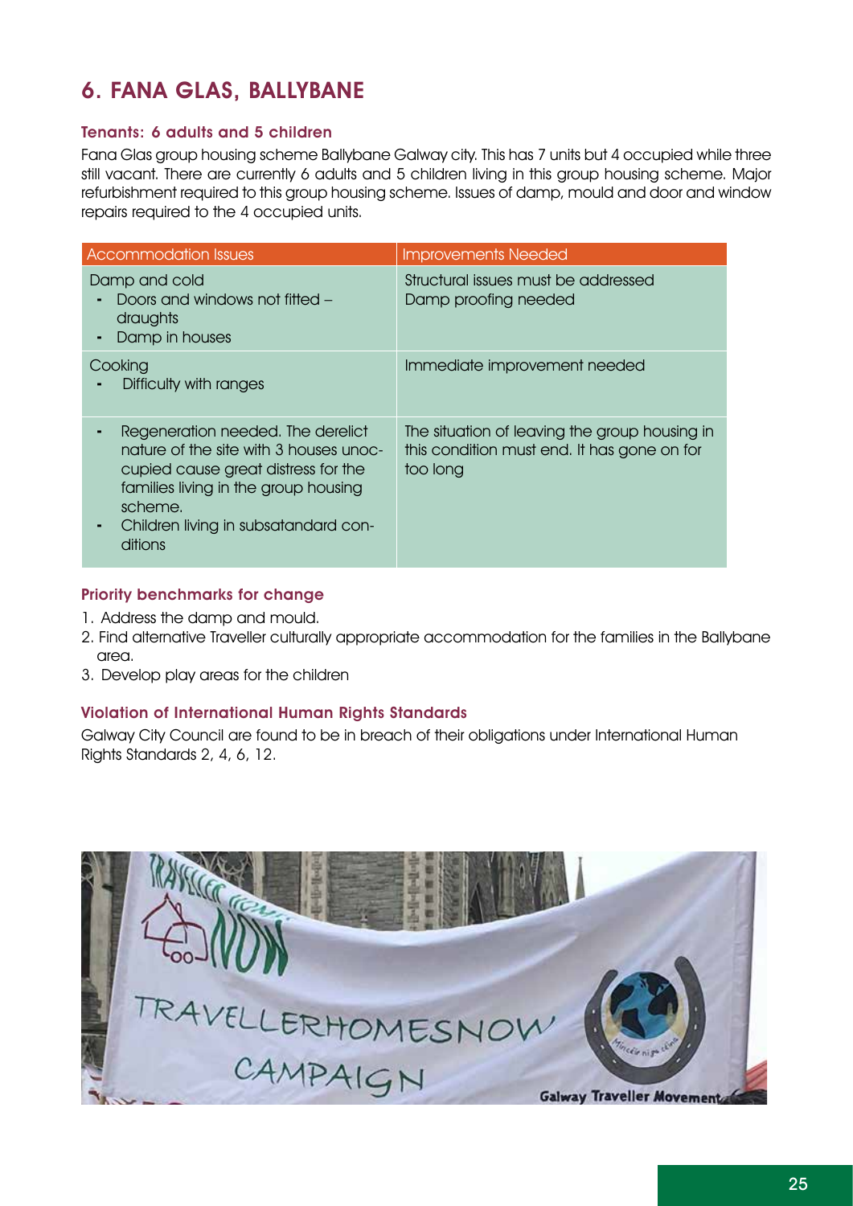## 6. FANA GLAS, BALLYBANE

### Tenants: 6 adults and 5 children

Fana Glas group housing scheme Ballybane Galway city. This has 7 units but 4 occupied while three still vacant. There are currently 6 adults and 5 children living in this group housing scheme. Major refurbishment required to this group housing scheme. Issues of damp, mould and door and window repairs required to the 4 occupied units.

| Accommodation Issues | Improvements Needed |
|---|---|
| Damp and cold<br>- Doors and windows not fitted – draughts<br>- Damp in houses | Structural issues must be addressed<br>Damp proofing needed |
| Cooking<br>- Difficulty with ranges | Immediate improvement needed |
| - Regeneration needed. The derelict nature of the site with 3 houses unoccupied cause great distress for the families living in the group housing scheme.<br>- Children living in subsatandard conditions | The situation of leaving the group housing in this condition must end. It has gone on for too long |

### Priority benchmarks for change

1. Address the damp and mould.
2. Find alternative Traveller culturally appropriate accommodation for the families in the Ballybane area.
3. Develop play areas for the children

### Violation of International Human Rights Standards

Galway City Council are found to be in breach of their obligations under International Human Rights Standards 2, 4, 6, 12.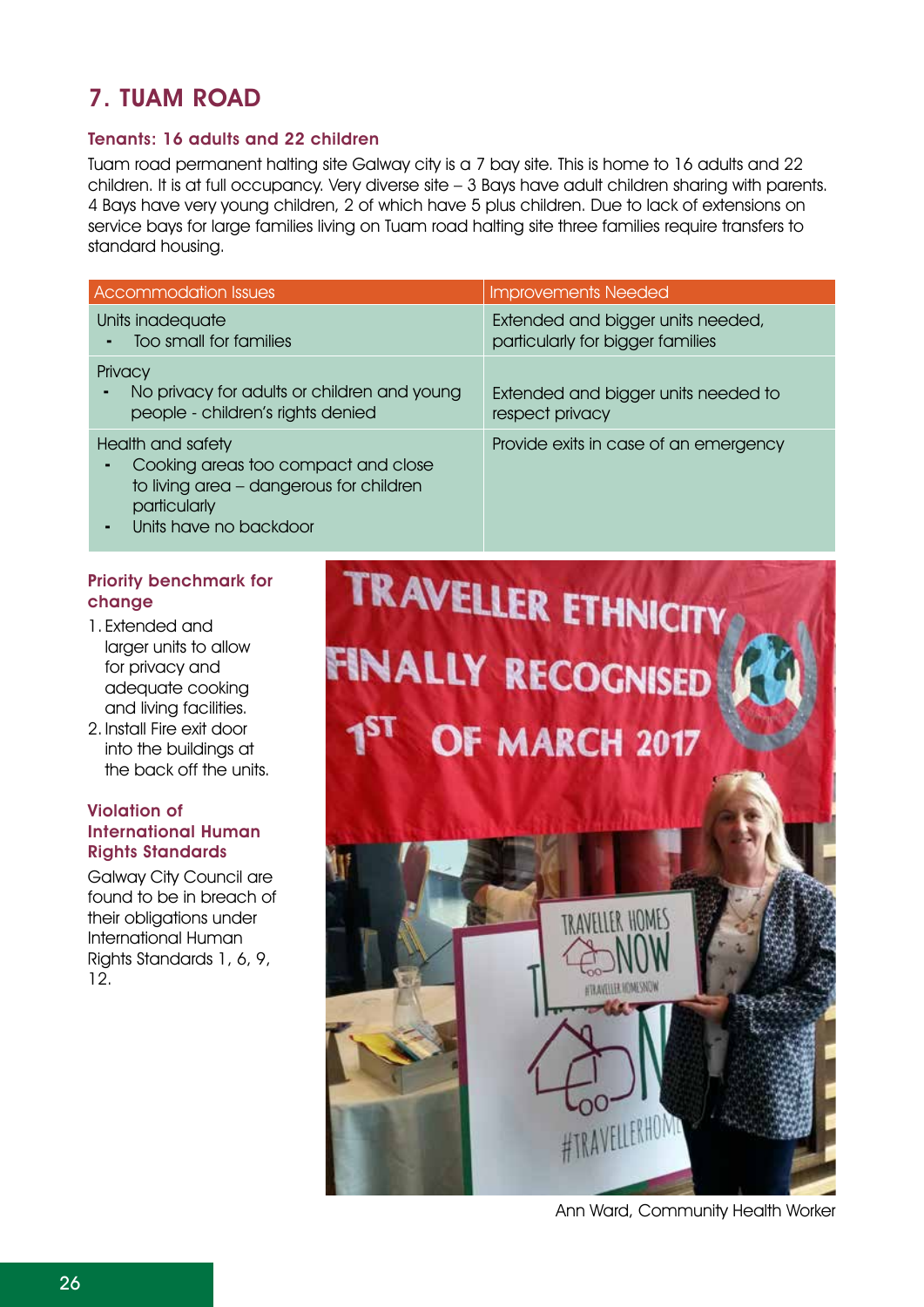## 7. TUAM ROAD

### Tenants: 16 adults and 22 children

Tuam road permanent halting site Galway city is a 7 bay site. This is home to 16 adults and 22 children. It is at full occupancy. Very diverse site – 3 Bays have adult children sharing with parents. 4 Bays have very young children, 2 of which have 5 plus children. Due to lack of extensions on service bays for large families living on Tuam road halting site three families require transfers to standard housing.

| Accommodation Issues | Improvements Needed |
|---|---|
| Units inadequate<br>- Too small for families | Extended and bigger units needed, particularly for bigger families |
| Privacy<br>- No privacy for adults or children and young people - children's rights denied | Extended and bigger units needed to respect privacy |
| Health and safety<br>- Cooking areas too compact and close to living area – dangerous for children particularly<br>- Units have no backdoor | Provide exits in case of an emergency |

### Priority benchmark for change

1. Extended and larger units to allow for privacy and adequate cooking and living facilities.
2. Install Fire exit door into the buildings at the back off the units.

### Violation of International Human Rights Standards

Galway City Council are found to be in breach of their obligations under International Human Rights Standards 1, 6, 9, 12.

Ann Ward, Community Health Worker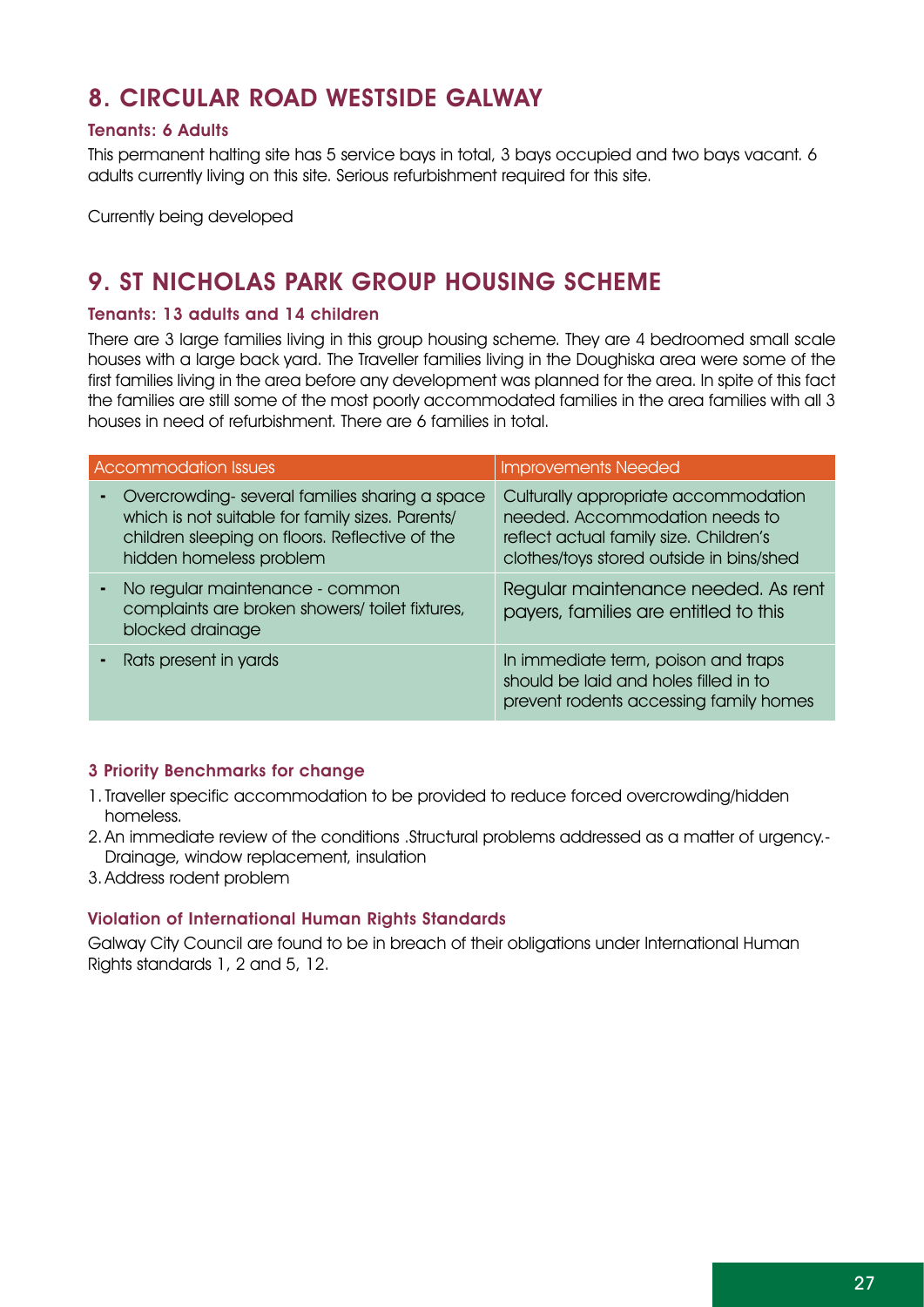## 8. CIRCULAR ROAD WESTSIDE GALWAY

### Tenants: 6 Adults

This permanent halting site has 5 service bays in total, 3 bays occupied and two bays vacant. 6 adults currently living on this site. Serious refurbishment required for this site.

Currently being developed

## 9. ST NICHOLAS PARK GROUP HOUSING SCHEME

### Tenants: 13 adults and 14 children

There are 3 large families living in this group housing scheme. They are 4 bedroomed small scale houses with a large back yard. The Traveller families living in the Doughiska area were some of the first families living in the area before any development was planned for the area. In spite of this fact the families are still some of the most poorly accommodated families in the area families with all 3 houses in need of refurbishment. There are 6 families in total.

| Accommodation Issues | Improvements Needed |
|---|---|
| - Overcrowding- several families sharing a space which is not suitable for family sizes. Parents/ children sleeping on floors. Reflective of the hidden homeless problem | Culturally appropriate accommodation needed. Accommodation needs to reflect actual family size. Children's clothes/toys stored outside in bins/shed |
| - No regular maintenance - common complaints are broken showers/ toilet fixtures, blocked drainage | Regular maintenance needed. As rent payers, families are entitled to this |
| - Rats present in yards | In immediate term, poison and traps should be laid and holes filled in to prevent rodents accessing family homes |

### 3 Priority Benchmarks for change

1. Traveller specific accommodation to be provided to reduce forced overcrowding/hidden homeless.
2. An immediate review of the conditions .Structural problems addressed as a matter of urgency.- Drainage, window replacement, insulation
3. Address rodent problem

### Violation of International Human Rights Standards

Galway City Council are found to be in breach of their obligations under International Human Rights standards 1, 2 and 5, 12.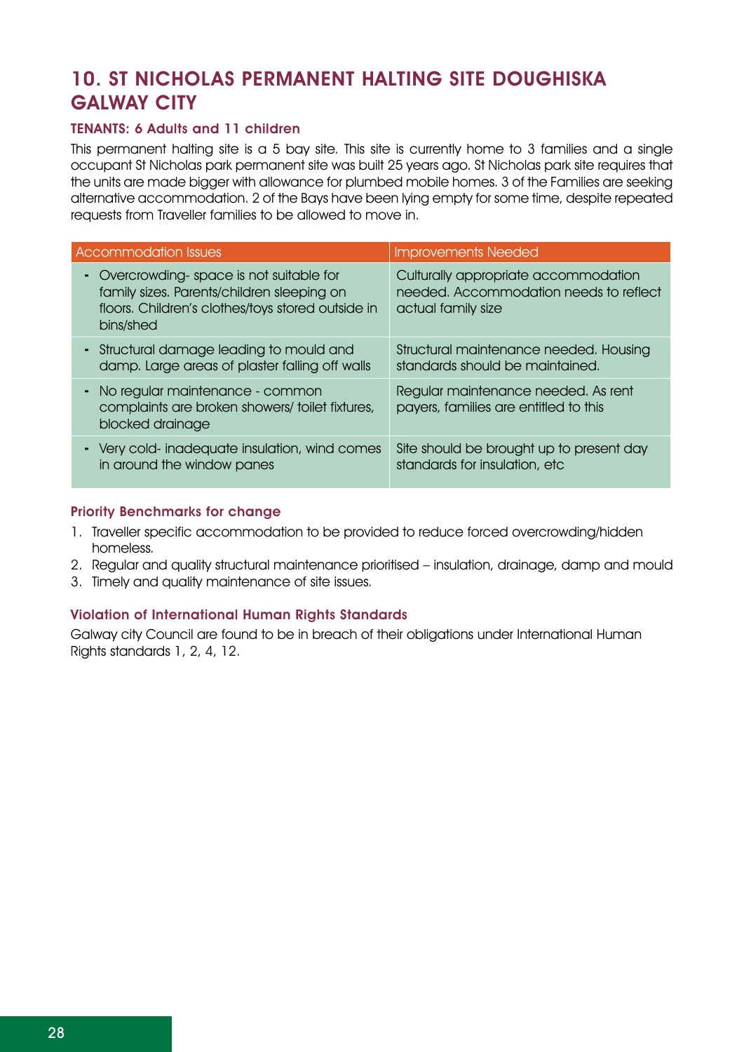## 10. ST NICHOLAS PERMANENT HALTING SITE DOUGHISKA GALWAY CITY

### TENANTS: 6 Adults and 11 children

This permanent halting site is a 5 bay site. This site is currently home to 3 families and a single occupant St Nicholas park permanent site was built 25 years ago. St Nicholas park site requires that the units are made bigger with allowance for plumbed mobile homes. 3 of the Families are seeking alternative accommodation. 2 of the Bays have been lying empty for some time, despite repeated requests from Traveller families to be allowed to move in.

| Accommodation Issues | Improvements Needed |
|---|---|
| - Overcrowding- space is not suitable for family sizes. Parents/children sleeping on floors. Children's clothes/toys stored outside in bins/shed | Culturally appropriate accommodation needed. Accommodation needs to reflect actual family size |
| - Structural damage leading to mould and damp. Large areas of plaster falling off walls | Structural maintenance needed. Housing standards should be maintained. |
| - No regular maintenance - common complaints are broken showers/ toilet fixtures, blocked drainage | Regular maintenance needed. As rent payers, families are entitled to this |
| - Very cold- inadequate insulation, wind comes in around the window panes | Site should be brought up to present day standards for insulation, etc |

### Priority Benchmarks for change

1. Traveller specific accommodation to be provided to reduce forced overcrowding/hidden homeless.
2. Regular and quality structural maintenance prioritised – insulation, drainage, damp and mould
3. Timely and quality maintenance of site issues.

### Violation of International Human Rights Standards

Galway city Council are found to be in breach of their obligations under International Human Rights standards 1, 2, 4, 12.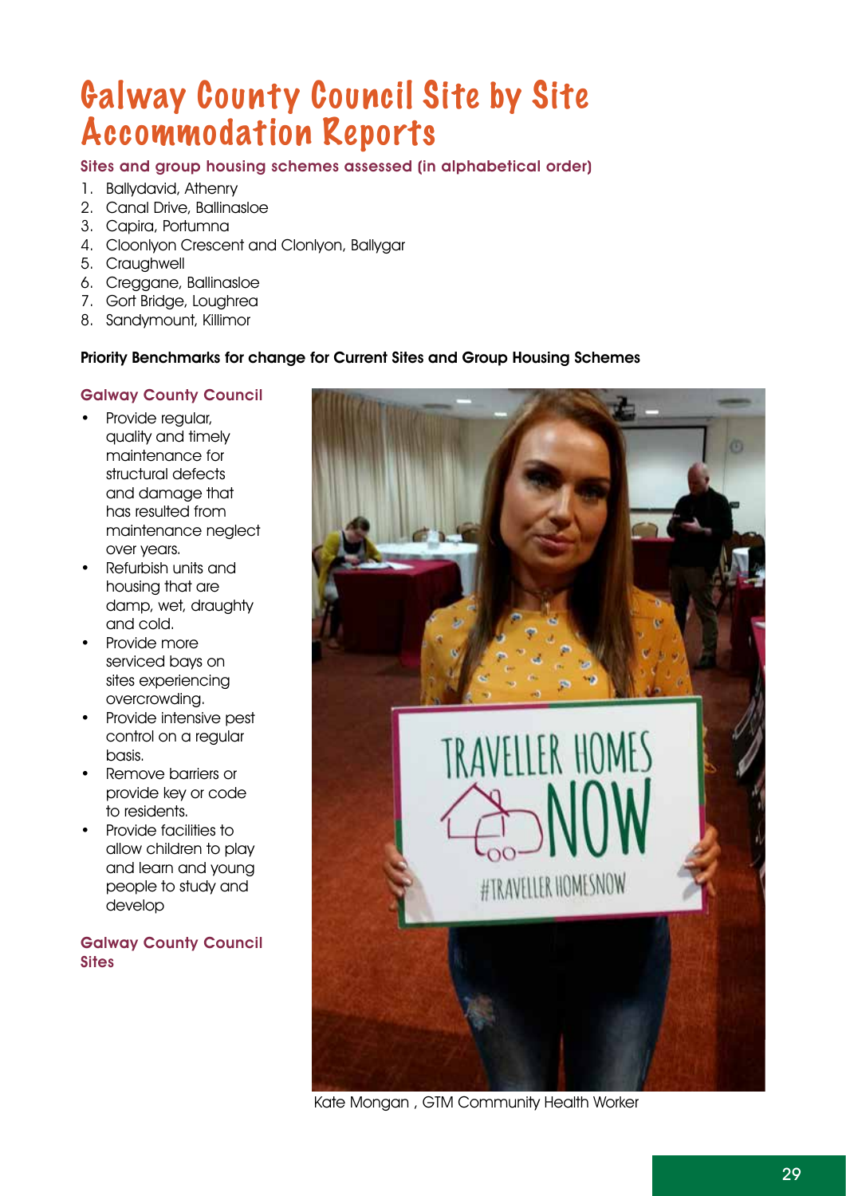# Galway County Council Site by Site Accommodation Reports

**Sites and group housing schemes assessed (in alphabetical order)**

1. Ballydavid, Athenry
2. Canal Drive, Ballinasloe
3. Capira, Portumna
4. Cloonlyon Crescent and Clonlyon, Ballygar
5. Craughwell
6. Creggane, Ballinasloe
7. Gort Bridge, Loughrea
8. Sandymount, Killimor

**Priority Benchmarks for change for Current Sites and Group Housing Schemes**

**Galway County Council**

- Provide regular, quality and timely maintenance for structural defects and damage that has resulted from maintenance neglect over years.
- Refurbish units and housing that are damp, wet, draughty and cold.
- Provide more serviced bays on sites experiencing overcrowding.
- Provide intensive pest control on a regular basis.
- Remove barriers or provide key or code to residents.
- Provide facilities to allow children to play and learn and young people to study and develop

**Galway County Council Sites**

Kate Mongan , GTM Community Health Worker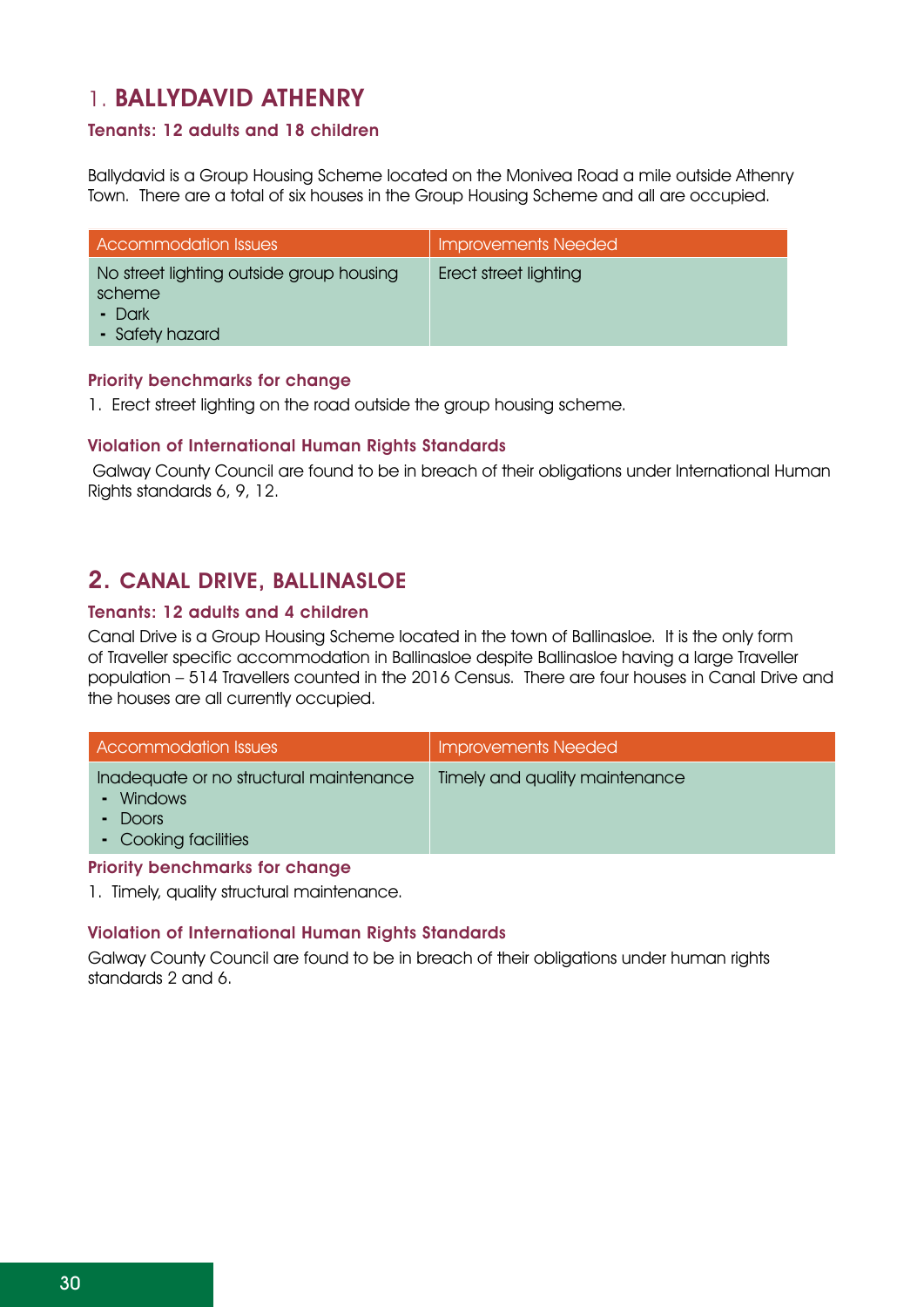## 1. BALLYDAVID ATHENRY

### Tenants: 12 adults and 18 children

Ballydavid is a Group Housing Scheme located on the Monivea Road a mile outside Athenry Town. There are a total of six houses in the Group Housing Scheme and all are occupied.

| Accommodation Issues | Improvements Needed |
| --- | --- |
| No street lighting outside group housing scheme<br>- Dark<br>- Safety hazard | Erect street lighting |

### Priority benchmarks for change

1. Erect street lighting on the road outside the group housing scheme.

### Violation of International Human Rights Standards

Galway County Council are found to be in breach of their obligations under International Human Rights standards 6, 9, 12.

## 2. CANAL DRIVE, BALLINASLOE

### Tenants: 12 adults and 4 children

Canal Drive is a Group Housing Scheme located in the town of Ballinasloe. It is the only form of Traveller specific accommodation in Ballinasloe despite Ballinasloe having a large Traveller population – 514 Travellers counted in the 2016 Census. There are four houses in Canal Drive and the houses are all currently occupied.

| Accommodation Issues | Improvements Needed |
| --- | --- |
| Inadequate or no structural maintenance<br>- Windows<br>- Doors<br>- Cooking facilities | Timely and quality maintenance |

### Priority benchmarks for change

1. Timely, quality structural maintenance.

### Violation of International Human Rights Standards

Galway County Council are found to be in breach of their obligations under human rights standards 2 and 6.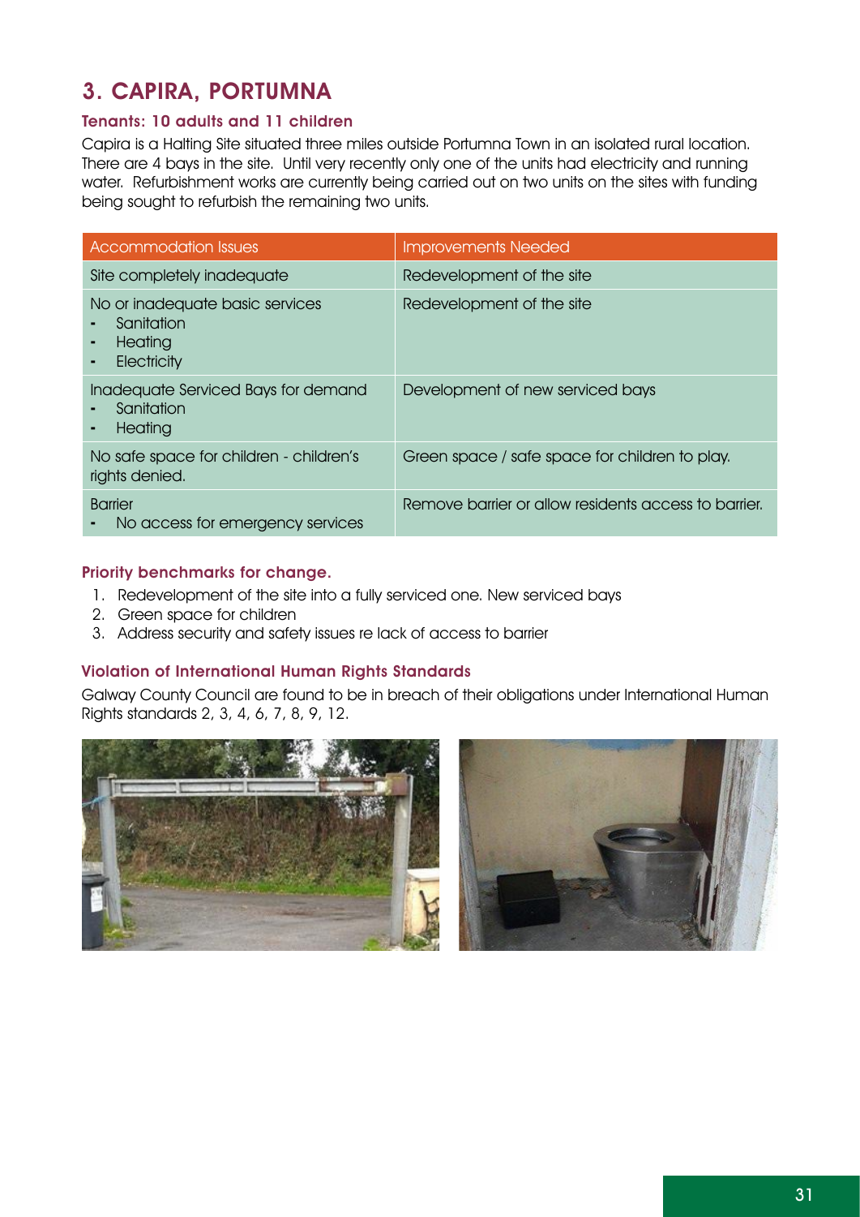## 3. CAPIRA, PORTUMNA

### Tenants: 10 adults and 11 children

Capira is a Halting Site situated three miles outside Portumna Town in an isolated rural location. There are 4 bays in the site. Until very recently only one of the units had electricity and running water. Refurbishment works are currently being carried out on two units on the sites with funding being sought to refurbish the remaining two units.

| Accommodation Issues | Improvements Needed |
|---|---|
| Site completely inadequate | Redevelopment of the site |
| No or inadequate basic services<br>- Sanitation<br>- Heating<br>- Electricity | Redevelopment of the site |
| Inadequate Serviced Bays for demand<br>- Sanitation<br>- Heating | Development of new serviced bays |
| No safe space for children - children's rights denied. | Green space / safe space for children to play. |
| Barrier<br>- No access for emergency services | Remove barrier or allow residents access to barrier. |

### Priority benchmarks for change.

1. Redevelopment of the site into a fully serviced one. New serviced bays
2. Green space for children
3. Address security and safety issues re lack of access to barrier

### Violation of International Human Rights Standards

Galway County Council are found to be in breach of their obligations under International Human Rights standards 2, 3, 4, 6, 7, 8, 9, 12.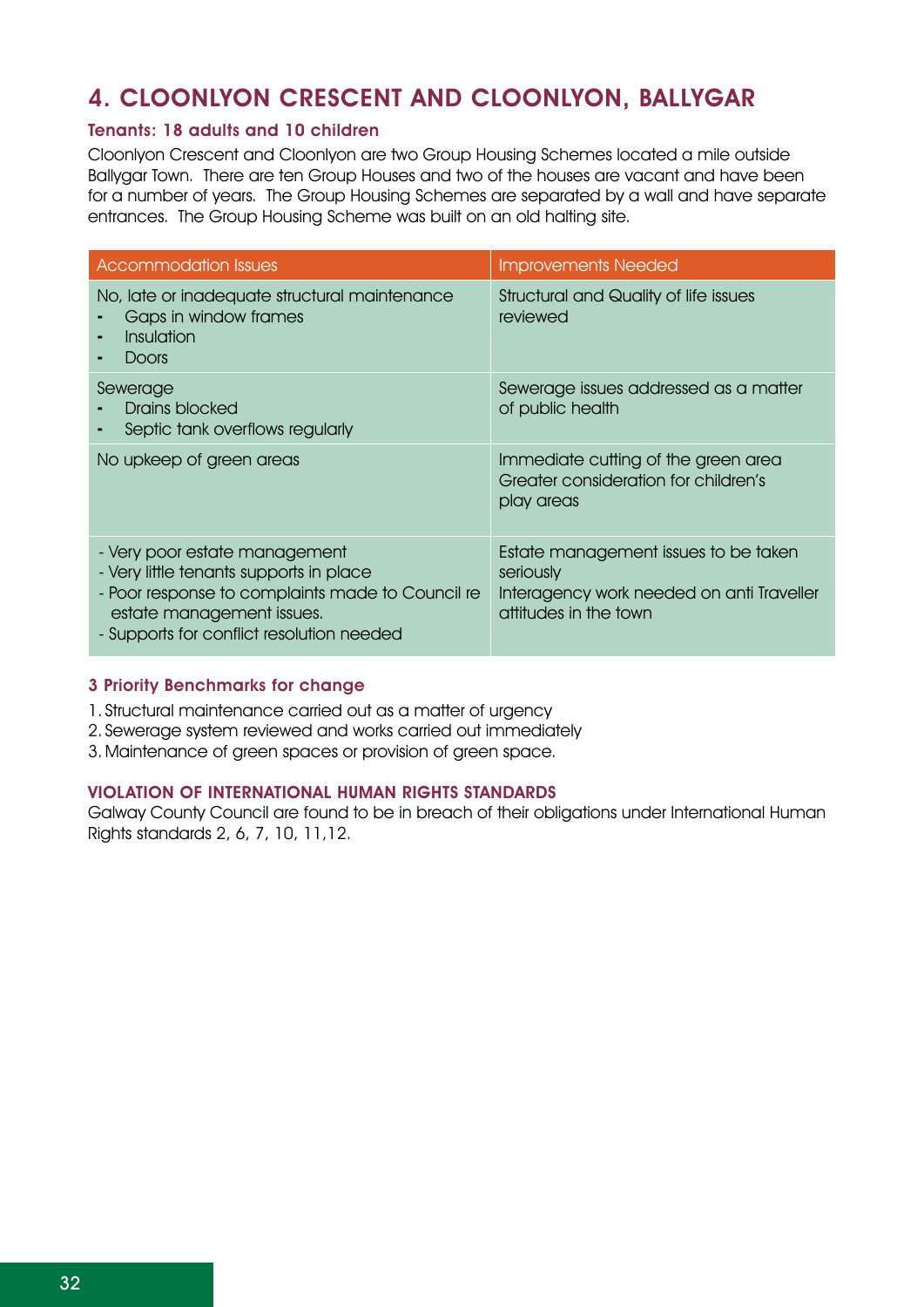## 4. CLOONLYON CRESCENT AND CLOONLYON, BALLYGAR

### Tenants: 18 adults and 10 children

Cloonlyon Crescent and Cloonlyon are two Group Housing Schemes located a mile outside Ballygar Town. There are ten Group Houses and two of the houses are vacant and have been for a number of years. The Group Housing Schemes are separated by a wall and have separate entrances. The Group Housing Scheme was built on an old halting site.

| Accommodation Issues | Improvements Needed |
|---|---|
| No, late or inadequate structural maintenance<br>- Gaps in window frames<br>- Insulation<br>- Doors | Structural and Quality of life issues reviewed |
| Sewerage<br>- Drains blocked<br>- Septic tank overflows regularly | Sewerage issues addressed as a matter of public health |
| No upkeep of green areas | Immediate cutting of the green area<br>Greater consideration for children's play areas |
| - Very poor estate management<br>- Very little tenants supports in place<br>- Poor response to complaints made to Council re estate management issues.<br>- Supports for conflict resolution needed | Estate management issues to be taken seriously<br>Interagency work needed on anti Traveller attitudes in the town |

### 3 Priority Benchmarks for change

1. Structural maintenance carried out as a matter of urgency
2. Sewerage system reviewed and works carried out immediately
3. Maintenance of green spaces or provision of green space.

### VIOLATION OF INTERNATIONAL HUMAN RIGHTS STANDARDS

Galway County Council are found to be in breach of their obligations under International Human Rights standards 2, 6, 7, 10, 11,12.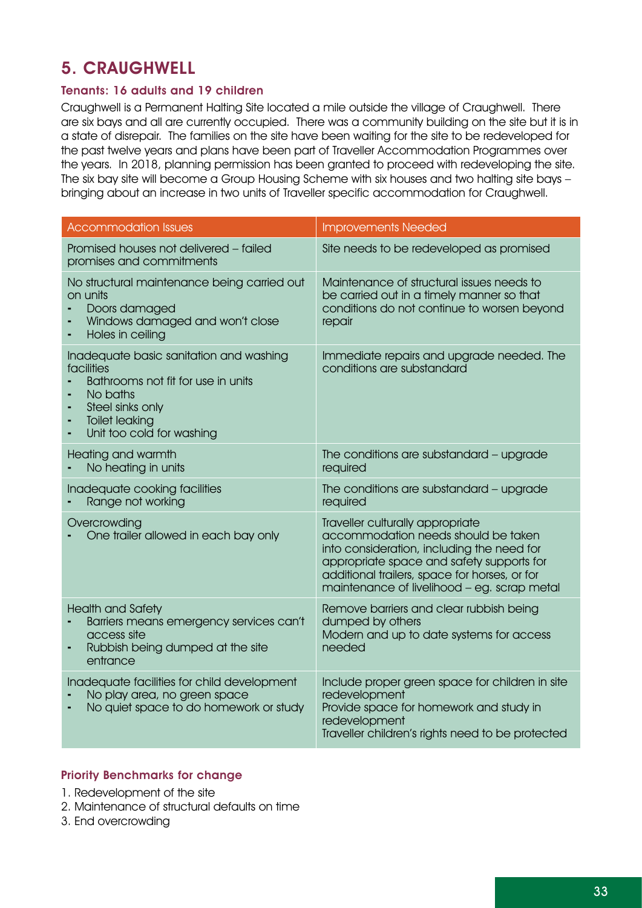## 5. CRAUGHWELL

### Tenants: 16 adults and 19 children

Craughwell is a Permanent Halting Site located a mile outside the village of Craughwell. There are six bays and all are currently occupied. There was a community building on the site but it is in a state of disrepair. The families on the site have been waiting for the site to be redeveloped for the past twelve years and plans have been part of Traveller Accommodation Programmes over the years. In 2018, planning permission has been granted to proceed with redeveloping the site. The six bay site will become a Group Housing Scheme with six houses and two halting site bays – bringing about an increase in two units of Traveller specific accommodation for Craughwell.

| Accommodation Issues | Improvements Needed |
|---|---|
| Promised houses not delivered – failed promises and commitments | Site needs to be redeveloped as promised |
| No structural maintenance being carried out on units<br>- Doors damaged<br>- Windows damaged and won't close<br>- Holes in ceiling | Maintenance of structural issues needs to be carried out in a timely manner so that conditions do not continue to worsen beyond repair |
| Inadequate basic sanitation and washing facilities<br>- Bathrooms not fit for use in units<br>- No baths<br>- Steel sinks only<br>- Toilet leaking<br>- Unit too cold for washing | Immediate repairs and upgrade needed. The conditions are substandard |
| Heating and warmth<br>- No heating in units | The conditions are substandard – upgrade required |
| Inadequate cooking facilities<br>- Range not working | The conditions are substandard – upgrade required |
| Overcrowding<br>- One trailer allowed in each bay only | Traveller culturally appropriate accommodation needs should be taken into consideration, including the need for appropriate space and safety supports for additional trailers, space for horses, or for maintenance of livelihood – eg. scrap metal |
| Health and Safety<br>- Barriers means emergency services can't access site<br>- Rubbish being dumped at the site entrance | Remove barriers and clear rubbish being dumped by others<br>Modern and up to date systems for access needed |
| Inadequate facilities for child development<br>- No play area, no green space<br>- No quiet space to do homework or study | Include proper green space for children in site redevelopment<br>Provide space for homework and study in redevelopment<br>Traveller children's rights need to be protected |

### Priority Benchmarks for change

1. Redevelopment of the site
2. Maintenance of structural defaults on time
3. End overcrowding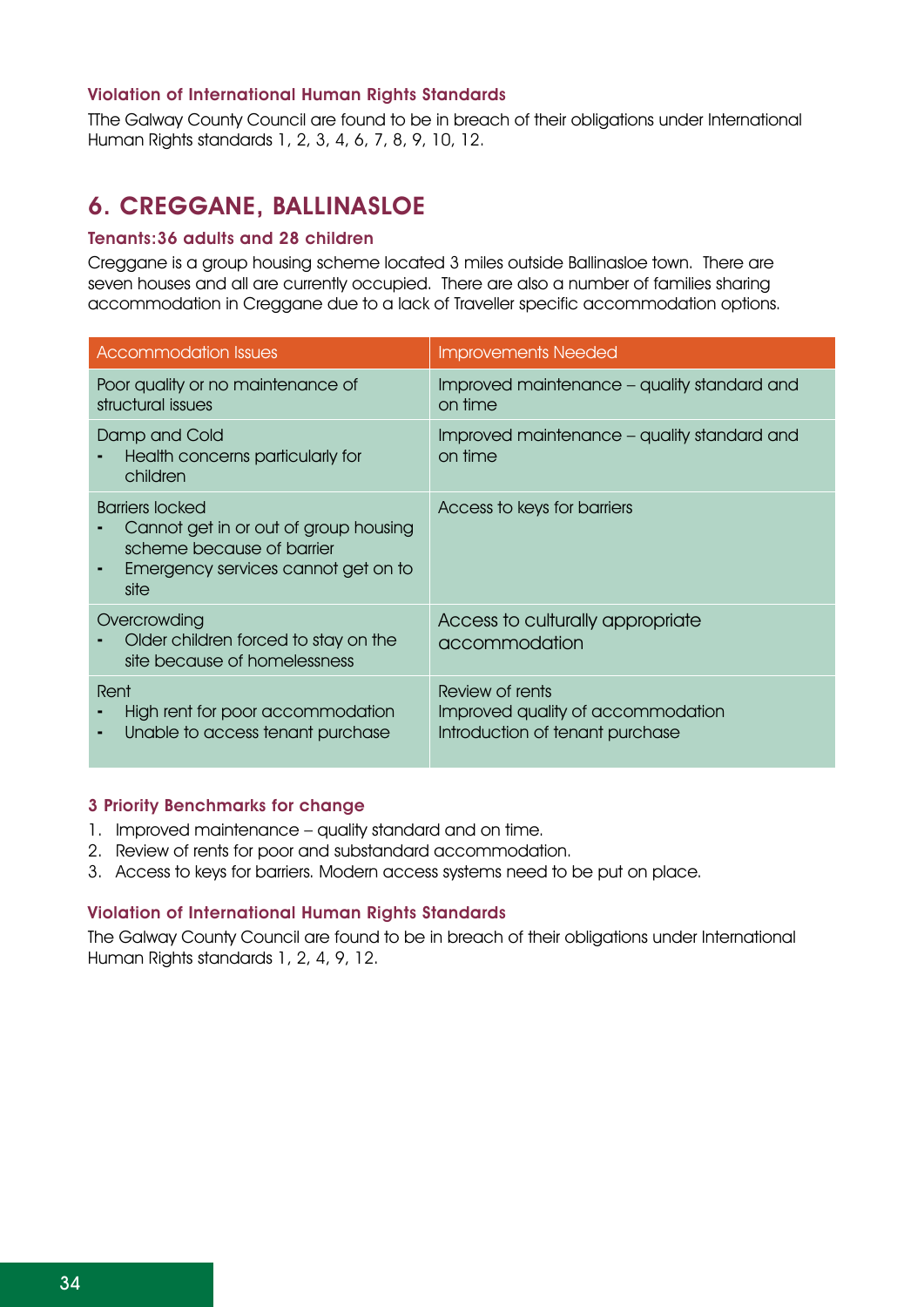### Violation of International Human Rights Standards

TThe Galway County Council are found to be in breach of their obligations under International Human Rights standards 1, 2, 3, 4, 6, 7, 8, 9, 10, 12.

## 6. CREGGANE, BALLINASLOE

### Tenants:36 adults and 28 children

Creggane is a group housing scheme located 3 miles outside Ballinasloe town. There are seven houses and all are currently occupied. There are also a number of families sharing accommodation in Creggane due to a lack of Traveller specific accommodation options.

| Accommodation Issues | Improvements Needed |
|---|---|
| Poor quality or no maintenance of structural issues | Improved maintenance – quality standard and on time |
| Damp and Cold<br>- Health concerns particularly for children | Improved maintenance – quality standard and on time |
| Barriers locked<br>- Cannot get in or out of group housing scheme because of barrier<br>- Emergency services cannot get on to site | Access to keys for barriers |
| Overcrowding<br>- Older children forced to stay on the site because of homelessness | Access to culturally appropriate accommodation |
| Rent<br>- High rent for poor accommodation<br>- Unable to access tenant purchase | Review of rents<br>Improved quality of accommodation<br>Introduction of tenant purchase |

### 3 Priority Benchmarks for change

1. Improved maintenance – quality standard and on time.
2. Review of rents for poor and substandard accommodation.
3. Access to keys for barriers. Modern access systems need to be put on place.

### Violation of International Human Rights Standards

The Galway County Council are found to be in breach of their obligations under International Human Rights standards 1, 2, 4, 9, 12.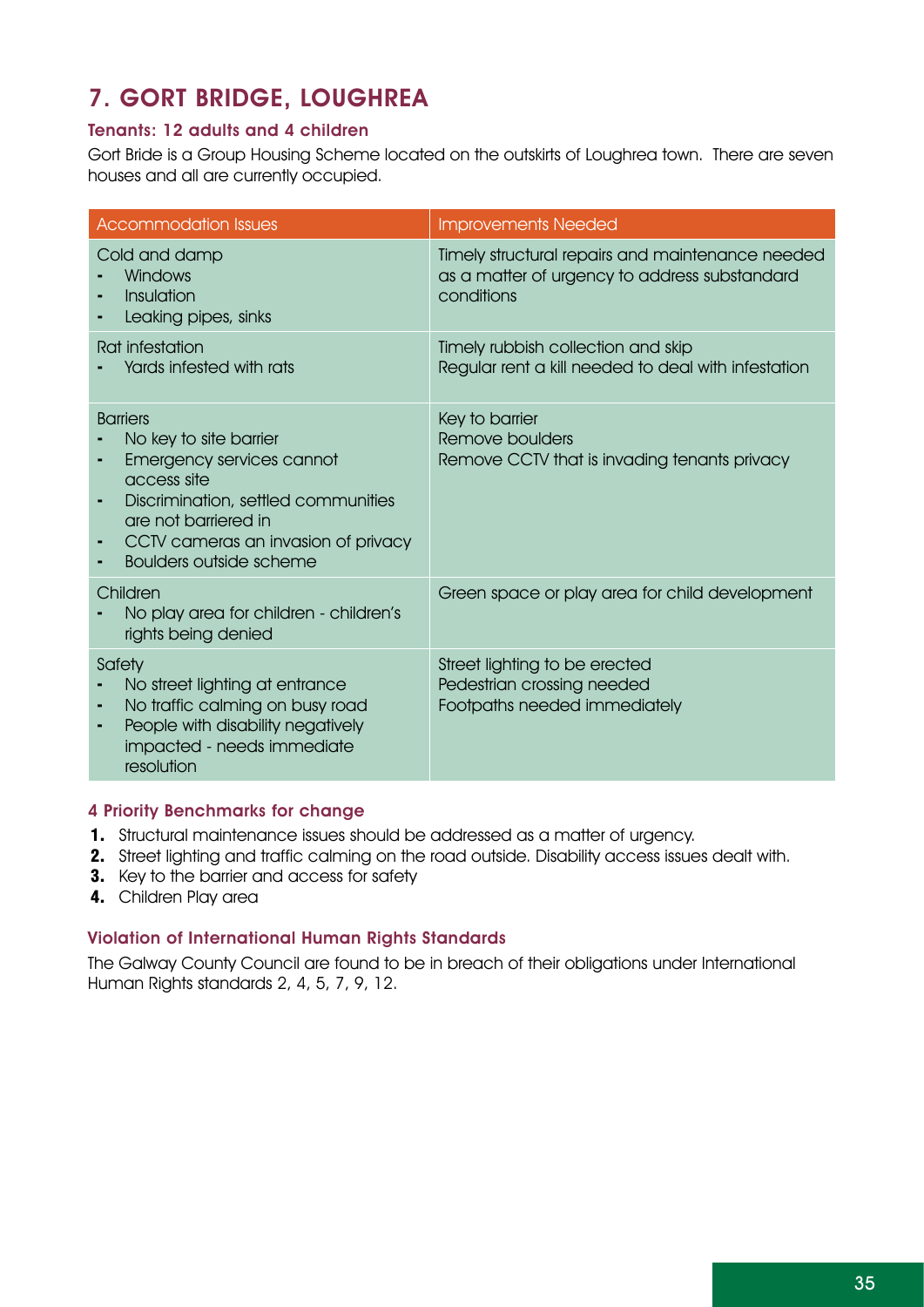## 7. GORT BRIDGE, LOUGHREA

### Tenants: 12 adults and 4 children

Gort Bride is a Group Housing Scheme located on the outskirts of Loughrea town. There are seven houses and all are currently occupied.

| Accommodation Issues | Improvements Needed |
|---|---|
| Cold and damp<br>- Windows<br>- Insulation<br>- Leaking pipes, sinks | Timely structural repairs and maintenance needed as a matter of urgency to address substandard conditions |
| Rat infestation<br>- Yards infested with rats | Timely rubbish collection and skip<br>Regular rent a kill needed to deal with infestation |
| Barriers<br>- No key to site barrier<br>- Emergency services cannot access site<br>- Discrimination, settled communities are not barriered in<br>- CCTV cameras an invasion of privacy<br>- Boulders outside scheme | Key to barrier<br>Remove boulders<br>Remove CCTV that is invading tenants privacy |
| Children<br>- No play area for children - children's rights being denied | Green space or play area for child development |
| Safety<br>- No street lighting at entrance<br>- No traffic calming on busy road<br>- People with disability negatively impacted - needs immediate resolution | Street lighting to be erected<br>Pedestrian crossing needed<br>Footpaths needed immediately |

### 4 Priority Benchmarks for change

1. Structural maintenance issues should be addressed as a matter of urgency.
2. Street lighting and traffic calming on the road outside. Disability access issues dealt with.
3. Key to the barrier and access for safety
4. Children Play area

### Violation of International Human Rights Standards

The Galway County Council are found to be in breach of their obligations under International Human Rights standards 2, 4, 5, 7, 9, 12.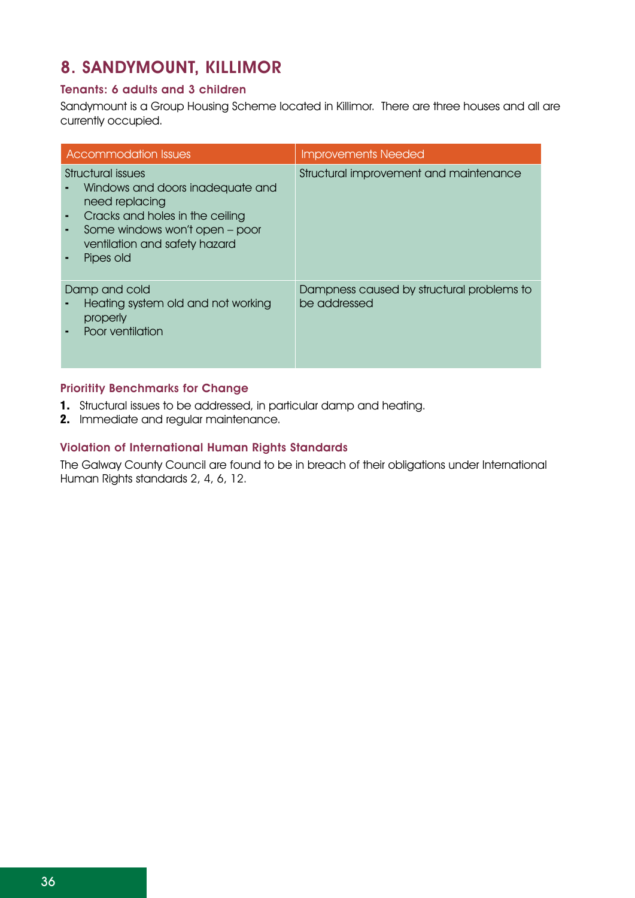## 8. SANDYMOUNT, KILLIMOR

### Tenants: 6 adults and 3 children

Sandymount is a Group Housing Scheme located in Killimor. There are three houses and all are currently occupied.

| Accommodation Issues | Improvements Needed |
|---|---|
| Structural issues<br>- Windows and doors inadequate and need replacing<br>- Cracks and holes in the ceiling<br>- Some windows won't open – poor ventilation and safety hazard<br>- Pipes old | Structural improvement and maintenance |
| Damp and cold<br>- Heating system old and not working properly<br>- Poor ventilation | Dampness caused by structural problems to be addressed |

### Prioritity Benchmarks for Change

1. Structural issues to be addressed, in particular damp and heating.
2. Immediate and regular maintenance.

### Violation of International Human Rights Standards

The Galway County Council are found to be in breach of their obligations under International Human Rights standards 2, 4, 6, 12.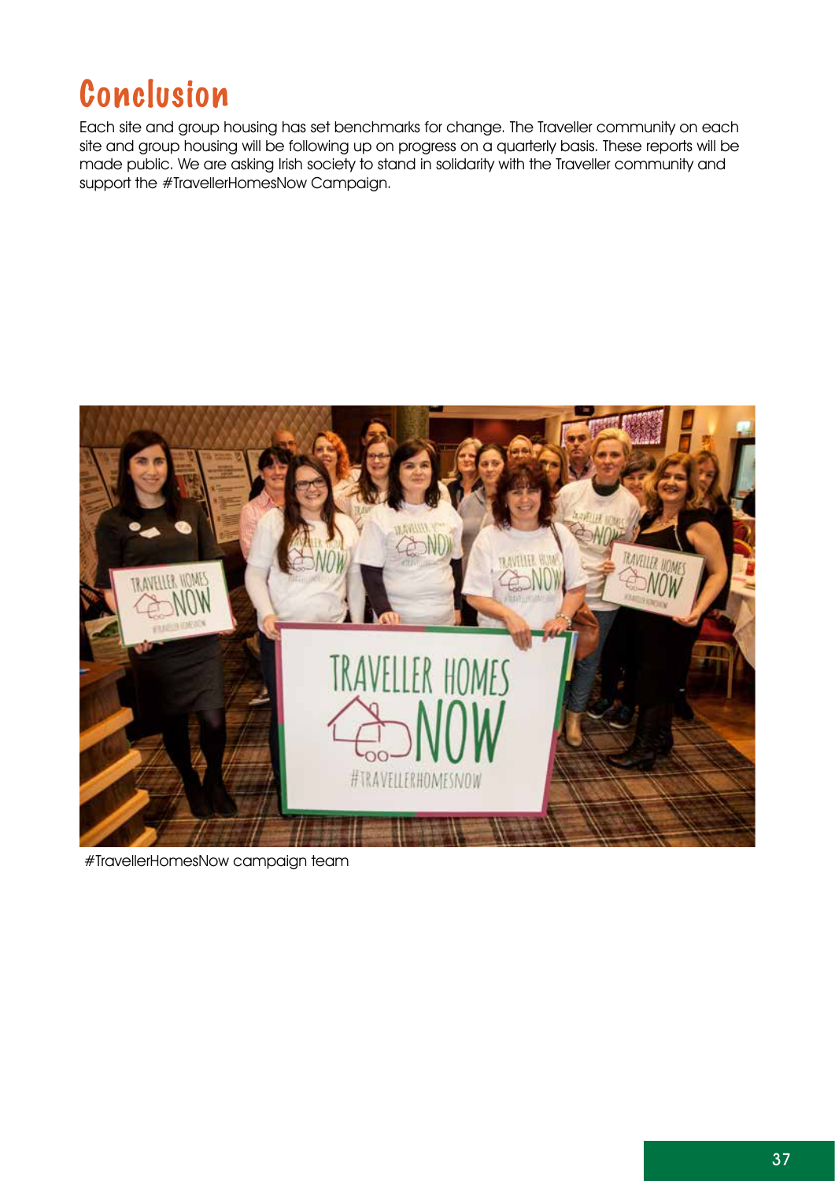# Conclusion

Each site and group housing has set benchmarks for change. The Traveller community on each site and group housing will be following up on progress on a quarterly basis. These reports will be made public. We are asking Irish society to stand in solidarity with the Traveller community and support the #TravellerHomesNow Campaign.

#TravellerHomesNow campaign team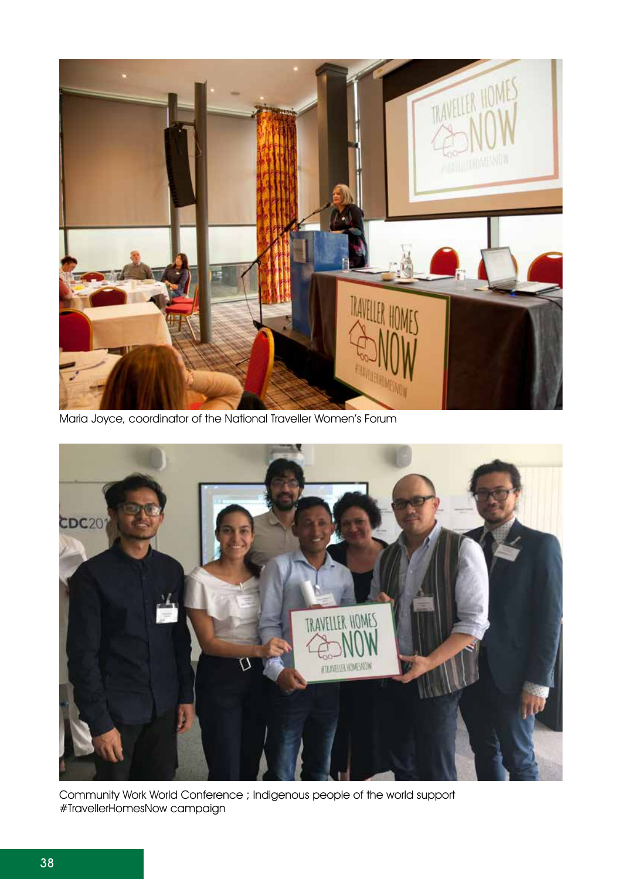Maria Joyce, coordinator of the National Traveller Women's Forum

Community Work World Conference ; Indigenous people of the world support #TravellerHomesNow campaign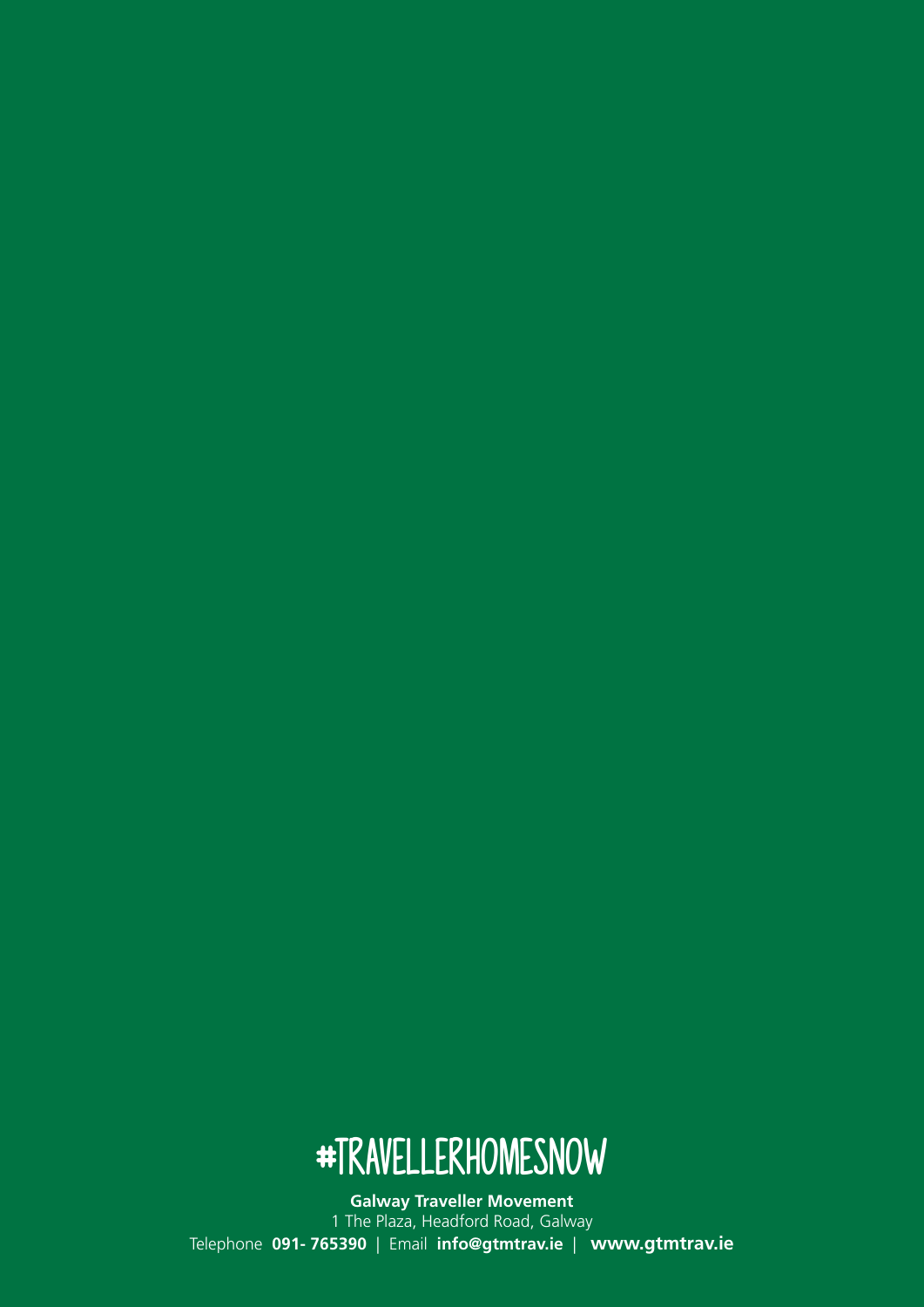#TRAVELLERHOMESNOW

**Galway Traveller Movement**
1 The Plaza, Headford Road, Galway
Telephone **091- 765390** | Email **info@gtmtrav.ie** | **www.gtmtrav.ie**